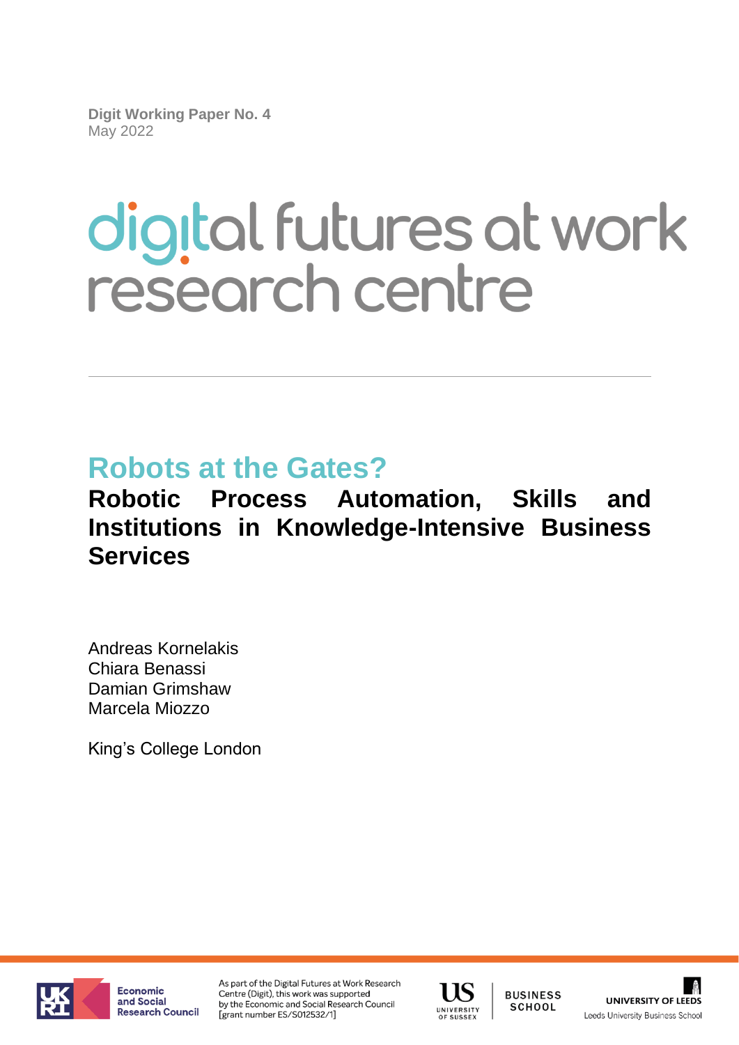**Digit Working Paper No. 4**
May 2022

# digital futures at work research centre

## Robots at the Gates?

## Robotic Process Automation, Skills and Institutions in Knowledge-Intensive Business Services

Andreas Kornelakis
Chiara Benassi
Damian Grimshaw
Marcela Miozzo

King's College London

Economic and Social Research Council

As part of the Digital Futures at Work Research Centre (Digit), this work was supported by the Economic and Social Research Council [grant number ES/S012532/1]

University of Sussex Business School

University of Leeds — Leeds University Business School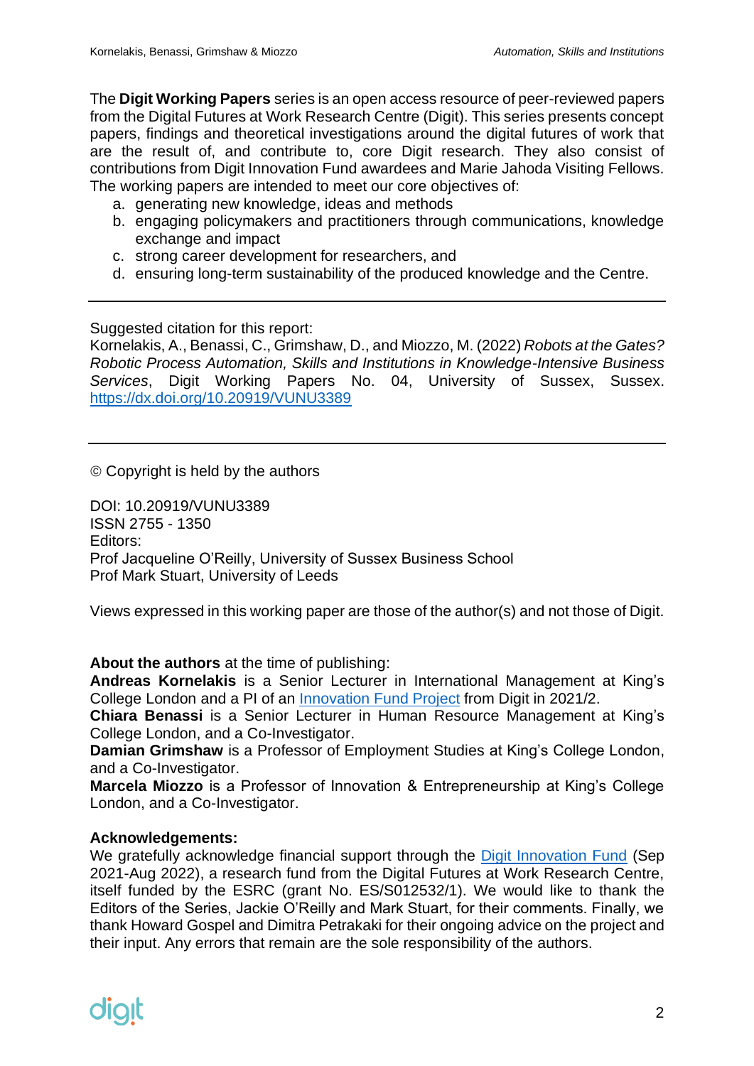The **Digit Working Papers** series is an open access resource of peer-reviewed papers from the Digital Futures at Work Research Centre (Digit). This series presents concept papers, findings and theoretical investigations around the digital futures of work that are the result of, and contribute to, core Digit research. They also consist of contributions from Digit Innovation Fund awardees and Marie Jahoda Visiting Fellows. The working papers are intended to meet our core objectives of:

a. generating new knowledge, ideas and methods
b. engaging policymakers and practitioners through communications, knowledge exchange and impact
c. strong career development for researchers, and
d. ensuring long-term sustainability of the produced knowledge and the Centre.

---

Suggested citation for this report:
Kornelakis, A., Benassi, C., Grimshaw, D., and Miozzo, M. (2022) *Robots at the Gates? Robotic Process Automation, Skills and Institutions in Knowledge-Intensive Business Services*, Digit Working Papers No. 04, University of Sussex, Sussex. https://dx.doi.org/10.20919/VUNU3389

---

© Copyright is held by the authors

DOI: 10.20919/VUNU3389
ISSN 2755 - 1350
Editors:
Prof Jacqueline O'Reilly, University of Sussex Business School
Prof Mark Stuart, University of Leeds

Views expressed in this working paper are those of the author(s) and not those of Digit.

**About the authors** at the time of publishing:
**Andreas Kornelakis** is a Senior Lecturer in International Management at King's College London and a PI of an Innovation Fund Project from Digit in 2021/2.
**Chiara Benassi** is a Senior Lecturer in Human Resource Management at King's College London, and a Co-Investigator.
**Damian Grimshaw** is a Professor of Employment Studies at King's College London, and a Co-Investigator.
**Marcela Miozzo** is a Professor of Innovation & Entrepreneurship at King's College London, and a Co-Investigator.

**Acknowledgements:**
We gratefully acknowledge financial support through the Digit Innovation Fund (Sep 2021-Aug 2022), a research fund from the Digital Futures at Work Research Centre, itself funded by the ESRC (grant No. ES/S012532/1). We would like to thank the Editors of the Series, Jackie O'Reilly and Mark Stuart, for their comments. Finally, we thank Howard Gospel and Dimitra Petrakaki for their ongoing advice on the project and their input. Any errors that remain are the sole responsibility of the authors.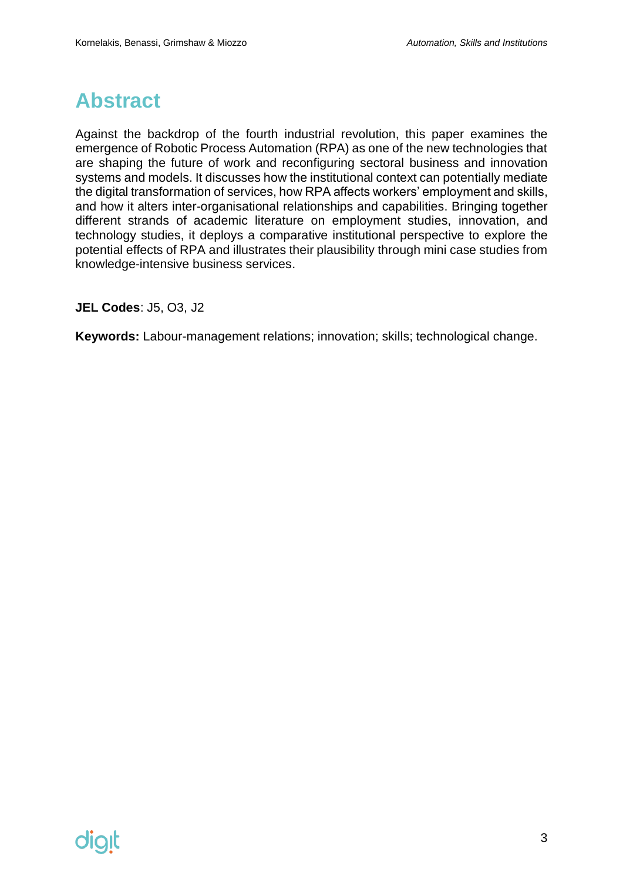# Abstract

Against the backdrop of the fourth industrial revolution, this paper examines the emergence of Robotic Process Automation (RPA) as one of the new technologies that are shaping the future of work and reconfiguring sectoral business and innovation systems and models. It discusses how the institutional context can potentially mediate the digital transformation of services, how RPA affects workers' employment and skills, and how it alters inter-organisational relationships and capabilities. Bringing together different strands of academic literature on employment studies, innovation, and technology studies, it deploys a comparative institutional perspective to explore the potential effects of RPA and illustrates their plausibility through mini case studies from knowledge-intensive business services.

**JEL Codes**: J5, O3, J2

**Keywords:** Labour-management relations; innovation; skills; technological change.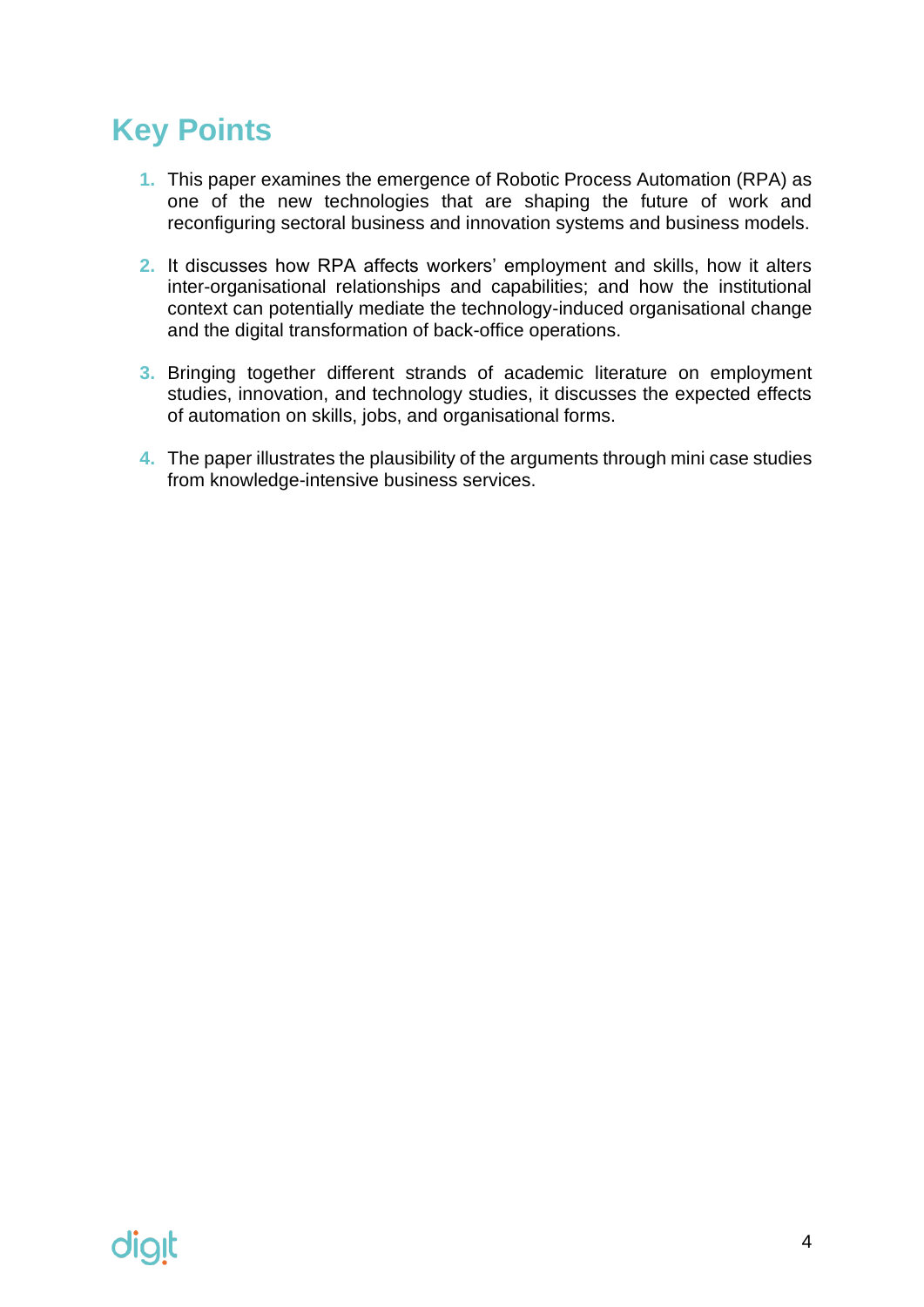# Key Points

1. This paper examines the emergence of Robotic Process Automation (RPA) as one of the new technologies that are shaping the future of work and reconfiguring sectoral business and innovation systems and business models.

2. It discusses how RPA affects workers' employment and skills, how it alters inter-organisational relationships and capabilities; and how the institutional context can potentially mediate the technology-induced organisational change and the digital transformation of back-office operations.

3. Bringing together different strands of academic literature on employment studies, innovation, and technology studies, it discusses the expected effects of automation on skills, jobs, and organisational forms.

4. The paper illustrates the plausibility of the arguments through mini case studies from knowledge-intensive business services.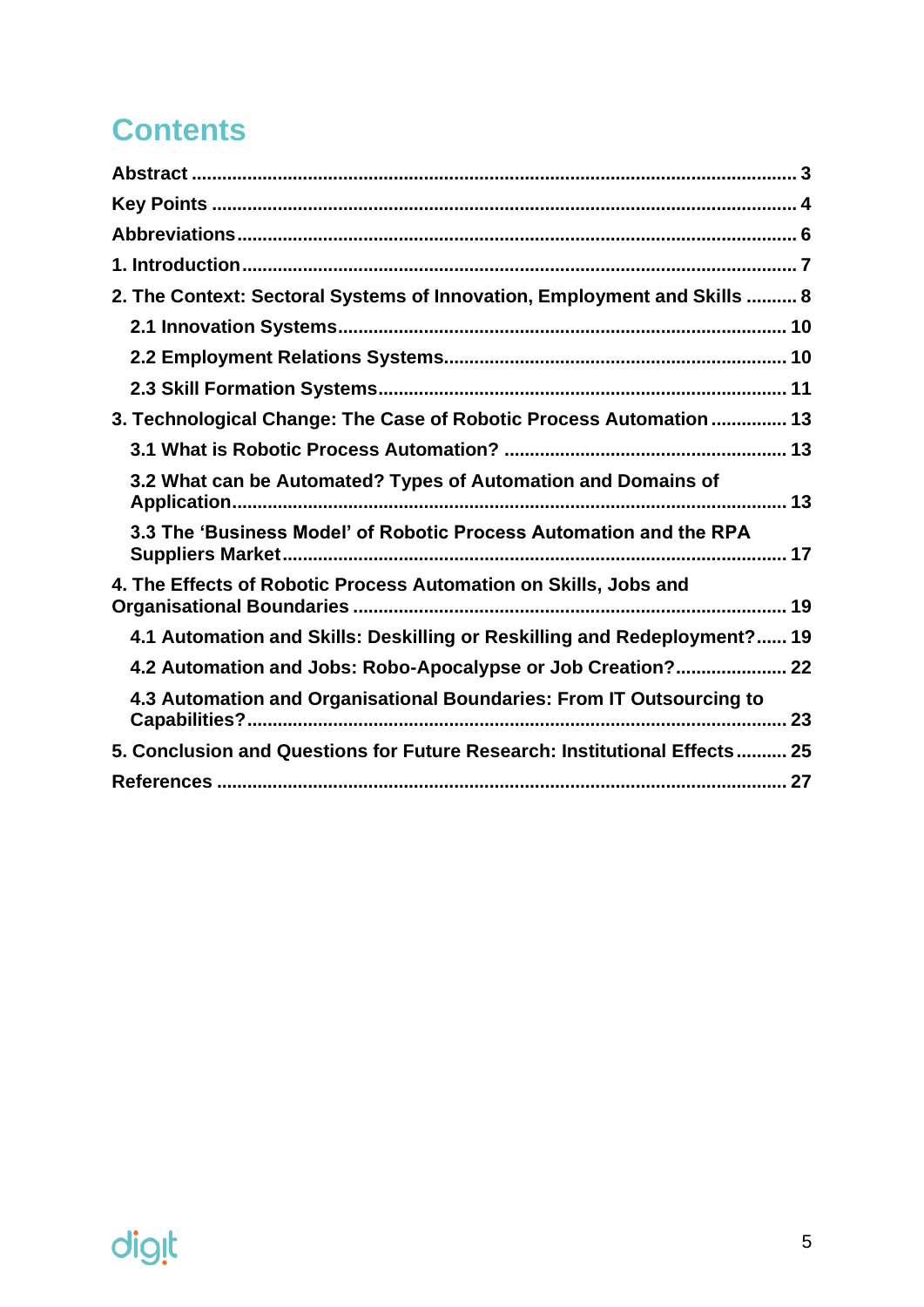# Contents

Abstract ..................................................................................................... 3

Key Points ................................................................................................. 4

Abbreviations ............................................................................................ 6

1. Introduction ............................................................................................ 7

2. The Context: Sectoral Systems of Innovation, Employment and Skills .......... 8

- 2.1 Innovation Systems ....................................................................... 10
- 2.2 Employment Relations Systems .................................................... 10
- 2.3 Skill Formation Systems ................................................................ 11

3. Technological Change: The Case of Robotic Process Automation ............... 13

- 3.1 What is Robotic Process Automation? ........................................... 13
- 3.2 What can be Automated? Types of Automation and Domains of Application ............................................................................................ 13
- 3.3 The 'Business Model' of Robotic Process Automation and the RPA Suppliers Market ................................................................................... 17

4. The Effects of Robotic Process Automation on Skills, Jobs and Organisational Boundaries ..................................................................... 19

- 4.1 Automation and Skills: Deskilling or Reskilling and Redeployment? ...... 19
- 4.2 Automation and Jobs: Robo-Apocalypse or Job Creation? ..................... 22
- 4.3 Automation and Organisational Boundaries: From IT Outsourcing to Capabilities? .......................................................................................... 23

5. Conclusion and Questions for Future Research: Institutional Effects .......... 25

References ............................................................................................... 27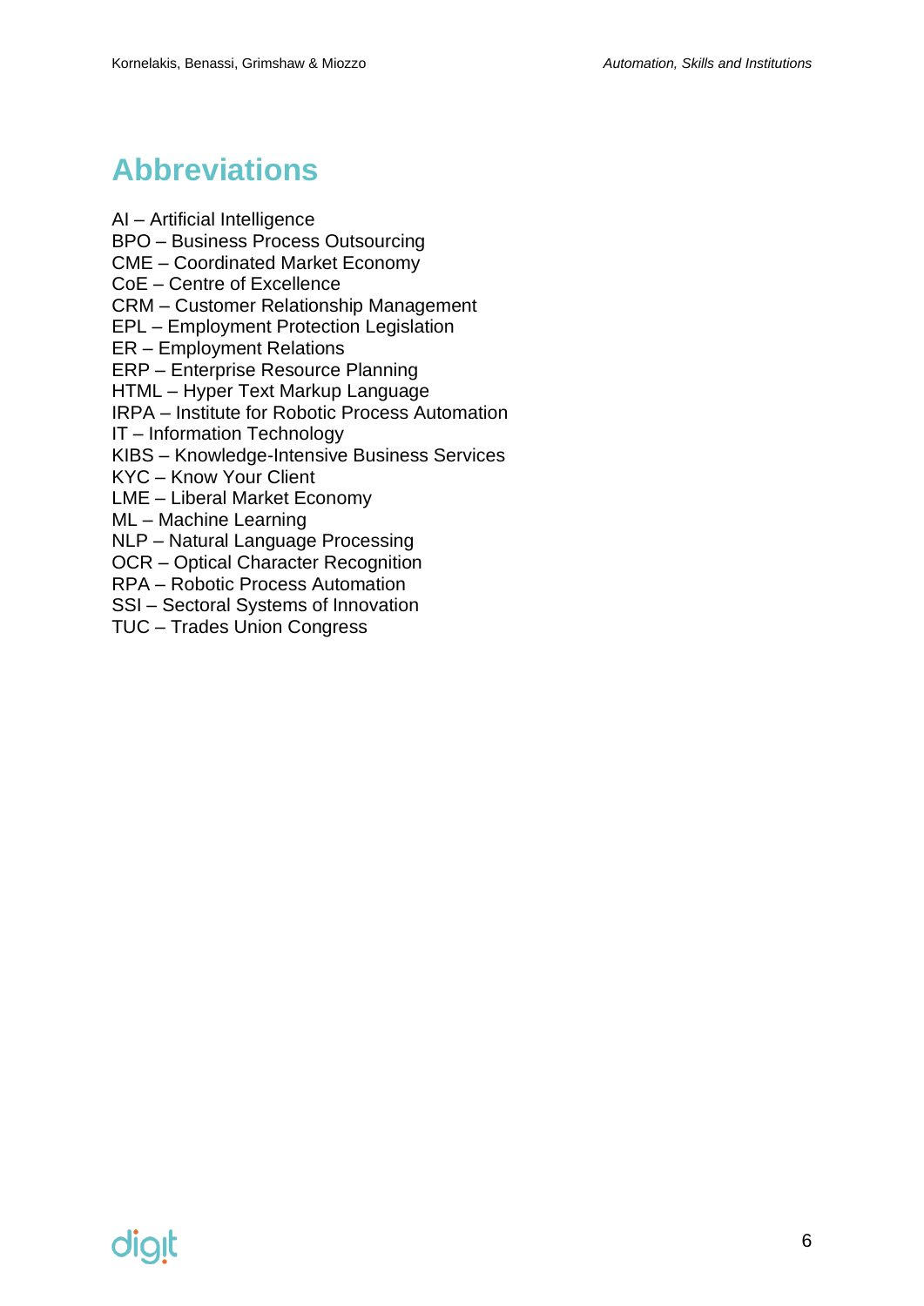# Abbreviations

AI – Artificial Intelligence
BPO – Business Process Outsourcing
CME – Coordinated Market Economy
CoE – Centre of Excellence
CRM – Customer Relationship Management
EPL – Employment Protection Legislation
ER – Employment Relations
ERP – Enterprise Resource Planning
HTML – Hyper Text Markup Language
IRPA – Institute for Robotic Process Automation
IT – Information Technology
KIBS – Knowledge-Intensive Business Services
KYC – Know Your Client
LME – Liberal Market Economy
ML – Machine Learning
NLP – Natural Language Processing
OCR – Optical Character Recognition
RPA – Robotic Process Automation
SSI – Sectoral Systems of Innovation
TUC – Trades Union Congress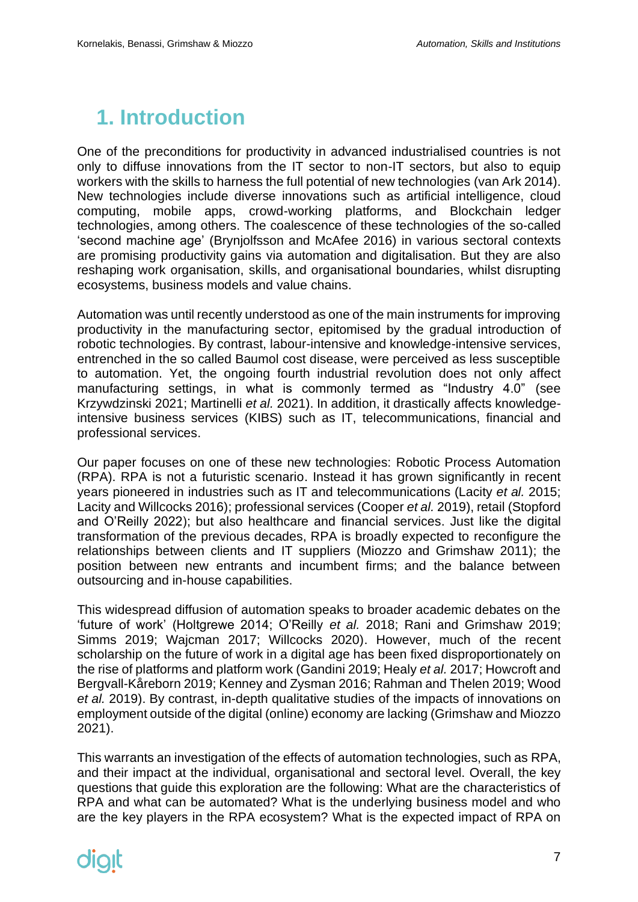# 1. Introduction

One of the preconditions for productivity in advanced industrialised countries is not only to diffuse innovations from the IT sector to non-IT sectors, but also to equip workers with the skills to harness the full potential of new technologies (van Ark 2014). New technologies include diverse innovations such as artificial intelligence, cloud computing, mobile apps, crowd-working platforms, and Blockchain ledger technologies, among others. The coalescence of these technologies of the so-called 'second machine age' (Brynjolfsson and McAfee 2016) in various sectoral contexts are promising productivity gains via automation and digitalisation. But they are also reshaping work organisation, skills, and organisational boundaries, whilst disrupting ecosystems, business models and value chains.

Automation was until recently understood as one of the main instruments for improving productivity in the manufacturing sector, epitomised by the gradual introduction of robotic technologies. By contrast, labour-intensive and knowledge-intensive services, entrenched in the so called Baumol cost disease, were perceived as less susceptible to automation. Yet, the ongoing fourth industrial revolution does not only affect manufacturing settings, in what is commonly termed as "Industry 4.0" (see Krzywdzinski 2021; Martinelli *et al.* 2021). In addition, it drastically affects knowledge-intensive business services (KIBS) such as IT, telecommunications, financial and professional services.

Our paper focuses on one of these new technologies: Robotic Process Automation (RPA). RPA is not a futuristic scenario. Instead it has grown significantly in recent years pioneered in industries such as IT and telecommunications (Lacity *et al.* 2015; Lacity and Willcocks 2016); professional services (Cooper *et al.* 2019), retail (Stopford and O'Reilly 2022); but also healthcare and financial services. Just like the digital transformation of the previous decades, RPA is broadly expected to reconfigure the relationships between clients and IT suppliers (Miozzo and Grimshaw 2011); the position between new entrants and incumbent firms; and the balance between outsourcing and in-house capabilities.

This widespread diffusion of automation speaks to broader academic debates on the 'future of work' (Holtgrewe 2014; O'Reilly *et al.* 2018; Rani and Grimshaw 2019; Simms 2019; Wajcman 2017; Willcocks 2020). However, much of the recent scholarship on the future of work in a digital age has been fixed disproportionately on the rise of platforms and platform work (Gandini 2019; Healy *et al.* 2017; Howcroft and Bergvall-Kåreborn 2019; Kenney and Zysman 2016; Rahman and Thelen 2019; Wood *et al.* 2019). By contrast, in-depth qualitative studies of the impacts of innovations on employment outside of the digital (online) economy are lacking (Grimshaw and Miozzo 2021).

This warrants an investigation of the effects of automation technologies, such as RPA, and their impact at the individual, organisational and sectoral level. Overall, the key questions that guide this exploration are the following: What are the characteristics of RPA and what can be automated? What is the underlying business model and who are the key players in the RPA ecosystem? What is the expected impact of RPA on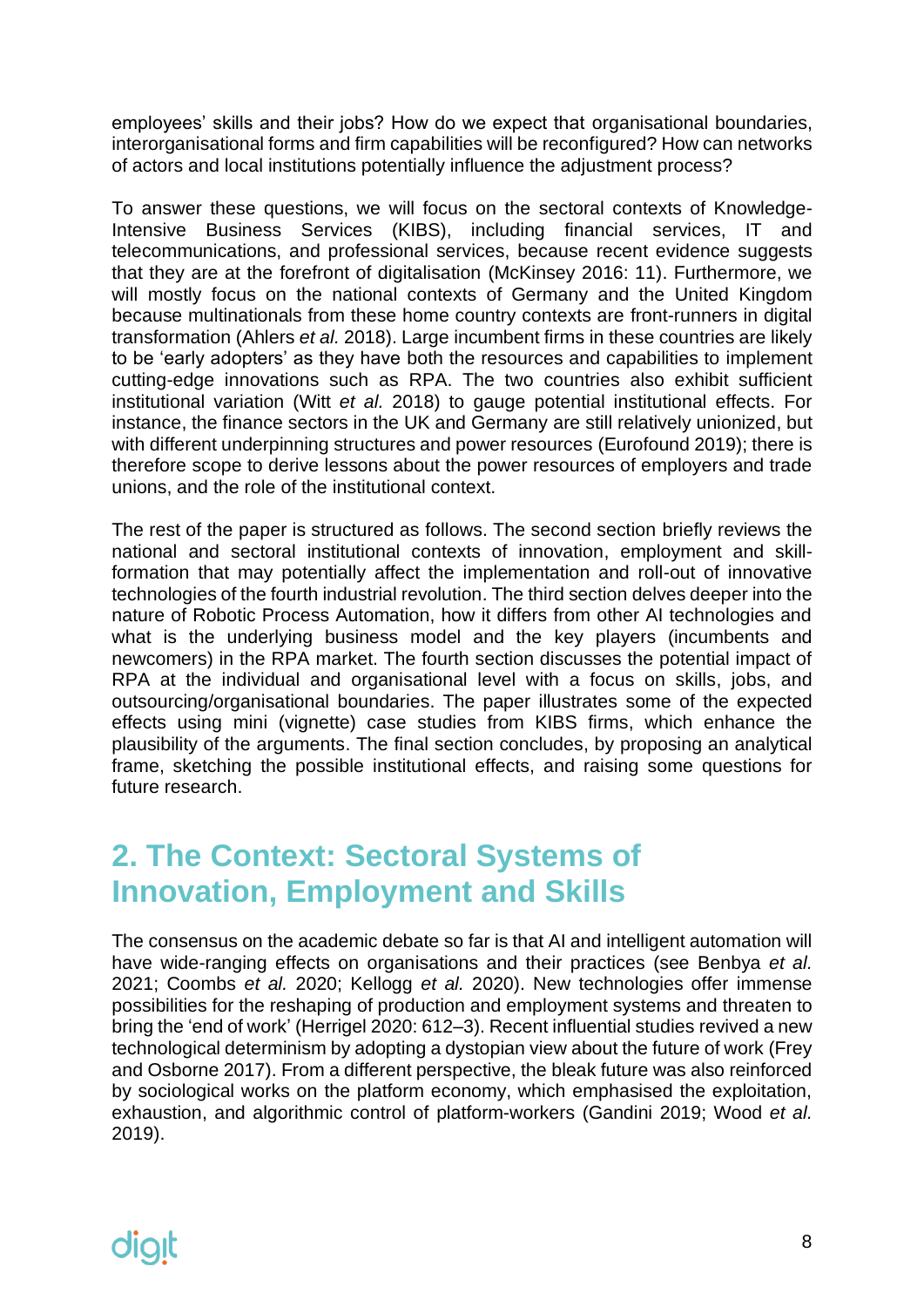employees' skills and their jobs? How do we expect that organisational boundaries, interorganisational forms and firm capabilities will be reconfigured? How can networks of actors and local institutions potentially influence the adjustment process?

To answer these questions, we will focus on the sectoral contexts of Knowledge-Intensive Business Services (KIBS), including financial services, IT and telecommunications, and professional services, because recent evidence suggests that they are at the forefront of digitalisation (McKinsey 2016: 11). Furthermore, we will mostly focus on the national contexts of Germany and the United Kingdom because multinationals from these home country contexts are front-runners in digital transformation (Ahlers *et al.* 2018). Large incumbent firms in these countries are likely to be 'early adopters' as they have both the resources and capabilities to implement cutting-edge innovations such as RPA. The two countries also exhibit sufficient institutional variation (Witt *et al.* 2018) to gauge potential institutional effects. For instance, the finance sectors in the UK and Germany are still relatively unionized, but with different underpinning structures and power resources (Eurofound 2019); there is therefore scope to derive lessons about the power resources of employers and trade unions, and the role of the institutional context.

The rest of the paper is structured as follows. The second section briefly reviews the national and sectoral institutional contexts of innovation, employment and skill-formation that may potentially affect the implementation and roll-out of innovative technologies of the fourth industrial revolution. The third section delves deeper into the nature of Robotic Process Automation, how it differs from other AI technologies and what is the underlying business model and the key players (incumbents and newcomers) in the RPA market. The fourth section discusses the potential impact of RPA at the individual and organisational level with a focus on skills, jobs, and outsourcing/organisational boundaries. The paper illustrates some of the expected effects using mini (vignette) case studies from KIBS firms, which enhance the plausibility of the arguments. The final section concludes, by proposing an analytical frame, sketching the possible institutional effects, and raising some questions for future research.

## 2. The Context: Sectoral Systems of Innovation, Employment and Skills

The consensus on the academic debate so far is that AI and intelligent automation will have wide-ranging effects on organisations and their practices (see Benbya *et al.* 2021; Coombs *et al.* 2020; Kellogg *et al.* 2020). New technologies offer immense possibilities for the reshaping of production and employment systems and threaten to bring the 'end of work' (Herrigel 2020: 612–3). Recent influential studies revived a new technological determinism by adopting a dystopian view about the future of work (Frey and Osborne 2017). From a different perspective, the bleak future was also reinforced by sociological works on the platform economy, which emphasised the exploitation, exhaustion, and algorithmic control of platform-workers (Gandini 2019; Wood *et al.* 2019).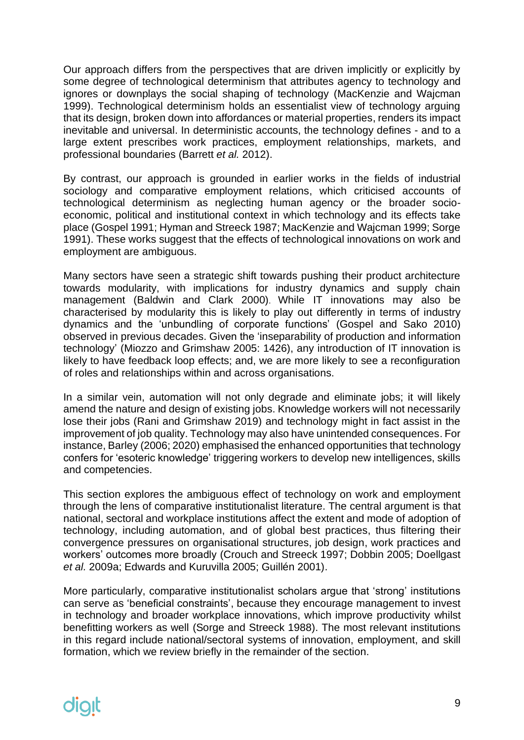Our approach differs from the perspectives that are driven implicitly or explicitly by some degree of technological determinism that attributes agency to technology and ignores or downplays the social shaping of technology (MacKenzie and Wajcman 1999). Technological determinism holds an essentialist view of technology arguing that its design, broken down into affordances or material properties, renders its impact inevitable and universal. In deterministic accounts, the technology defines - and to a large extent prescribes work practices, employment relationships, markets, and professional boundaries (Barrett *et al.* 2012).

By contrast, our approach is grounded in earlier works in the fields of industrial sociology and comparative employment relations, which criticised accounts of technological determinism as neglecting human agency or the broader socio-economic, political and institutional context in which technology and its effects take place (Gospel 1991; Hyman and Streeck 1987; MacKenzie and Wajcman 1999; Sorge 1991). These works suggest that the effects of technological innovations on work and employment are ambiguous.

Many sectors have seen a strategic shift towards pushing their product architecture towards modularity, with implications for industry dynamics and supply chain management (Baldwin and Clark 2000). While IT innovations may also be characterised by modularity this is likely to play out differently in terms of industry dynamics and the 'unbundling of corporate functions' (Gospel and Sako 2010) observed in previous decades. Given the 'inseparability of production and information technology' (Miozzo and Grimshaw 2005: 1426), any introduction of IT innovation is likely to have feedback loop effects; and, we are more likely to see a reconfiguration of roles and relationships within and across organisations.

In a similar vein, automation will not only degrade and eliminate jobs; it will likely amend the nature and design of existing jobs. Knowledge workers will not necessarily lose their jobs (Rani and Grimshaw 2019) and technology might in fact assist in the improvement of job quality. Technology may also have unintended consequences. For instance, Barley (2006; 2020) emphasised the enhanced opportunities that technology confers for 'esoteric knowledge' triggering workers to develop new intelligences, skills and competencies.

This section explores the ambiguous effect of technology on work and employment through the lens of comparative institutionalist literature. The central argument is that national, sectoral and workplace institutions affect the extent and mode of adoption of technology, including automation, and of global best practices, thus filtering their convergence pressures on organisational structures, job design, work practices and workers' outcomes more broadly (Crouch and Streeck 1997; Dobbin 2005; Doellgast *et al.* 2009a; Edwards and Kuruvilla 2005; Guillén 2001).

More particularly, comparative institutionalist scholars argue that 'strong' institutions can serve as 'beneficial constraints', because they encourage management to invest in technology and broader workplace innovations, which improve productivity whilst benefitting workers as well (Sorge and Streeck 1988). The most relevant institutions in this regard include national/sectoral systems of innovation, employment, and skill formation, which we review briefly in the remainder of the section.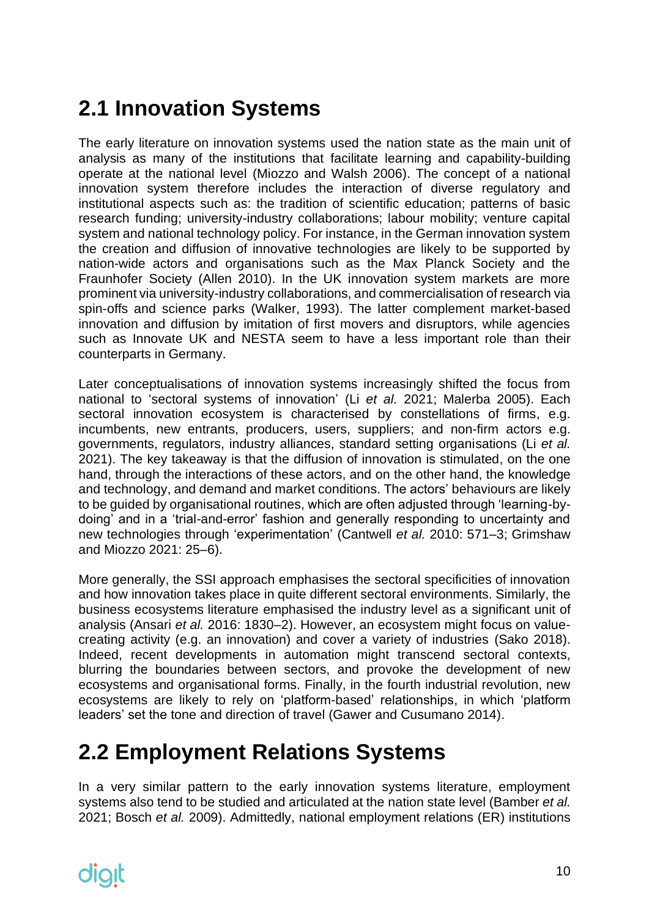## 2.1 Innovation Systems

The early literature on innovation systems used the nation state as the main unit of analysis as many of the institutions that facilitate learning and capability-building operate at the national level (Miozzo and Walsh 2006). The concept of a national innovation system therefore includes the interaction of diverse regulatory and institutional aspects such as: the tradition of scientific education; patterns of basic research funding; university-industry collaborations; labour mobility; venture capital system and national technology policy. For instance, in the German innovation system the creation and diffusion of innovative technologies are likely to be supported by nation-wide actors and organisations such as the Max Planck Society and the Fraunhofer Society (Allen 2010). In the UK innovation system markets are more prominent via university-industry collaborations, and commercialisation of research via spin-offs and science parks (Walker, 1993). The latter complement market-based innovation and diffusion by imitation of first movers and disruptors, while agencies such as Innovate UK and NESTA seem to have a less important role than their counterparts in Germany.

Later conceptualisations of innovation systems increasingly shifted the focus from national to 'sectoral systems of innovation' (Li *et al.* 2021; Malerba 2005). Each sectoral innovation ecosystem is characterised by constellations of firms, e.g. incumbents, new entrants, producers, users, suppliers; and non-firm actors e.g. governments, regulators, industry alliances, standard setting organisations (Li *et al.* 2021). The key takeaway is that the diffusion of innovation is stimulated, on the one hand, through the interactions of these actors, and on the other hand, the knowledge and technology, and demand and market conditions. The actors' behaviours are likely to be guided by organisational routines, which are often adjusted through 'learning-by-doing' and in a 'trial-and-error' fashion and generally responding to uncertainty and new technologies through 'experimentation' (Cantwell *et al.* 2010: 571–3; Grimshaw and Miozzo 2021: 25–6).

More generally, the SSI approach emphasises the sectoral specificities of innovation and how innovation takes place in quite different sectoral environments. Similarly, the business ecosystems literature emphasised the industry level as a significant unit of analysis (Ansari *et al.* 2016: 1830–2). However, an ecosystem might focus on value-creating activity (e.g. an innovation) and cover a variety of industries (Sako 2018). Indeed, recent developments in automation might transcend sectoral contexts, blurring the boundaries between sectors, and provoke the development of new ecosystems and organisational forms. Finally, in the fourth industrial revolution, new ecosystems are likely to rely on 'platform-based' relationships, in which 'platform leaders' set the tone and direction of travel (Gawer and Cusumano 2014).

## 2.2 Employment Relations Systems

In a very similar pattern to the early innovation systems literature, employment systems also tend to be studied and articulated at the nation state level (Bamber *et al.* 2021; Bosch *et al.* 2009). Admittedly, national employment relations (ER) institutions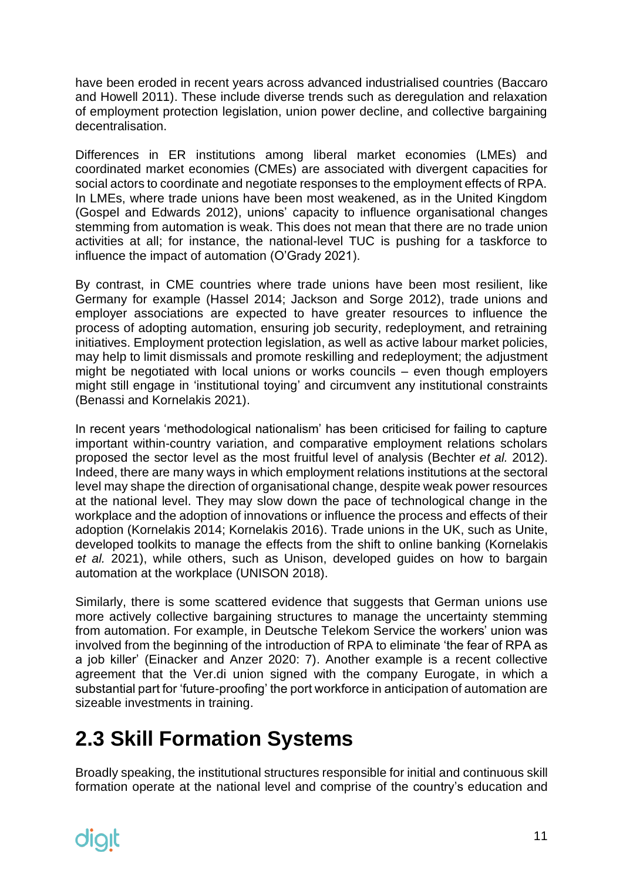have been eroded in recent years across advanced industrialised countries (Baccaro and Howell 2011). These include diverse trends such as deregulation and relaxation of employment protection legislation, union power decline, and collective bargaining decentralisation.

Differences in ER institutions among liberal market economies (LMEs) and coordinated market economies (CMEs) are associated with divergent capacities for social actors to coordinate and negotiate responses to the employment effects of RPA. In LMEs, where trade unions have been most weakened, as in the United Kingdom (Gospel and Edwards 2012), unions' capacity to influence organisational changes stemming from automation is weak. This does not mean that there are no trade union activities at all; for instance, the national-level TUC is pushing for a taskforce to influence the impact of automation (O'Grady 2021).

By contrast, in CME countries where trade unions have been most resilient, like Germany for example (Hassel 2014; Jackson and Sorge 2012), trade unions and employer associations are expected to have greater resources to influence the process of adopting automation, ensuring job security, redeployment, and retraining initiatives. Employment protection legislation, as well as active labour market policies, may help to limit dismissals and promote reskilling and redeployment; the adjustment might be negotiated with local unions or works councils – even though employers might still engage in 'institutional toying' and circumvent any institutional constraints (Benassi and Kornelakis 2021).

In recent years 'methodological nationalism' has been criticised for failing to capture important within-country variation, and comparative employment relations scholars proposed the sector level as the most fruitful level of analysis (Bechter *et al.* 2012). Indeed, there are many ways in which employment relations institutions at the sectoral level may shape the direction of organisational change, despite weak power resources at the national level. They may slow down the pace of technological change in the workplace and the adoption of innovations or influence the process and effects of their adoption (Kornelakis 2014; Kornelakis 2016). Trade unions in the UK, such as Unite, developed toolkits to manage the effects from the shift to online banking (Kornelakis *et al.* 2021), while others, such as Unison, developed guides on how to bargain automation at the workplace (UNISON 2018).

Similarly, there is some scattered evidence that suggests that German unions use more actively collective bargaining structures to manage the uncertainty stemming from automation. For example, in Deutsche Telekom Service the workers' union was involved from the beginning of the introduction of RPA to eliminate 'the fear of RPA as a job killer' (Einacker and Anzer 2020: 7). Another example is a recent collective agreement that the Ver.di union signed with the company Eurogate, in which a substantial part for 'future-proofing' the port workforce in anticipation of automation are sizeable investments in training.

## 2.3 Skill Formation Systems

Broadly speaking, the institutional structures responsible for initial and continuous skill formation operate at the national level and comprise of the country's education and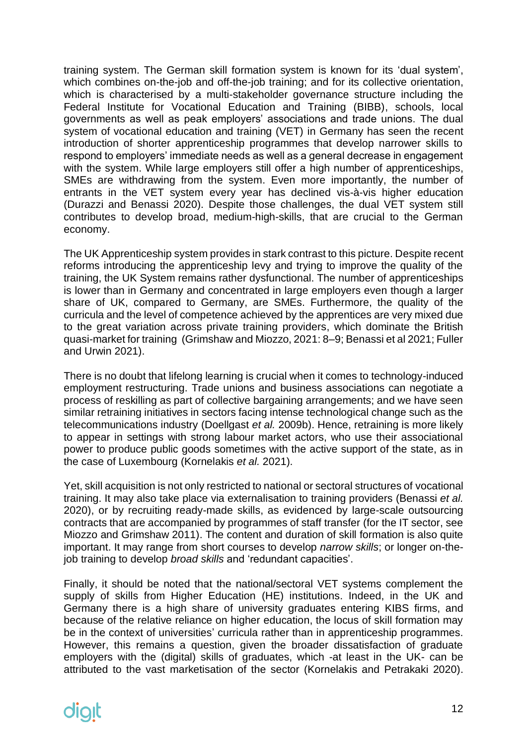training system. The German skill formation system is known for its 'dual system', which combines on-the-job and off-the-job training; and for its collective orientation, which is characterised by a multi-stakeholder governance structure including the Federal Institute for Vocational Education and Training (BIBB), schools, local governments as well as peak employers' associations and trade unions. The dual system of vocational education and training (VET) in Germany has seen the recent introduction of shorter apprenticeship programmes that develop narrower skills to respond to employers' immediate needs as well as a general decrease in engagement with the system. While large employers still offer a high number of apprenticeships, SMEs are withdrawing from the system. Even more importantly, the number of entrants in the VET system every year has declined vis-à-vis higher education (Durazzi and Benassi 2020). Despite those challenges, the dual VET system still contributes to develop broad, medium-high-skills, that are crucial to the German economy.

The UK Apprenticeship system provides in stark contrast to this picture. Despite recent reforms introducing the apprenticeship levy and trying to improve the quality of the training, the UK System remains rather dysfunctional. The number of apprenticeships is lower than in Germany and concentrated in large employers even though a larger share of UK, compared to Germany, are SMEs. Furthermore, the quality of the curricula and the level of competence achieved by the apprentices are very mixed due to the great variation across private training providers, which dominate the British quasi-market for training (Grimshaw and Miozzo, 2021: 8–9; Benassi et al 2021; Fuller and Urwin 2021).

There is no doubt that lifelong learning is crucial when it comes to technology-induced employment restructuring. Trade unions and business associations can negotiate a process of reskilling as part of collective bargaining arrangements; and we have seen similar retraining initiatives in sectors facing intense technological change such as the telecommunications industry (Doellgast *et al.* 2009b). Hence, retraining is more likely to appear in settings with strong labour market actors, who use their associational power to produce public goods sometimes with the active support of the state, as in the case of Luxembourg (Kornelakis *et al.* 2021).

Yet, skill acquisition is not only restricted to national or sectoral structures of vocational training. It may also take place via externalisation to training providers (Benassi *et al.* 2020), or by recruiting ready-made skills, as evidenced by large-scale outsourcing contracts that are accompanied by programmes of staff transfer (for the IT sector, see Miozzo and Grimshaw 2011). The content and duration of skill formation is also quite important. It may range from short courses to develop *narrow skills*; or longer on-the-job training to develop *broad skills* and 'redundant capacities'.

Finally, it should be noted that the national/sectoral VET systems complement the supply of skills from Higher Education (HE) institutions. Indeed, in the UK and Germany there is a high share of university graduates entering KIBS firms, and because of the relative reliance on higher education, the locus of skill formation may be in the context of universities' curricula rather than in apprenticeship programmes. However, this remains a question, given the broader dissatisfaction of graduate employers with the (digital) skills of graduates, which -at least in the UK- can be attributed to the vast marketisation of the sector (Kornelakis and Petrakaki 2020).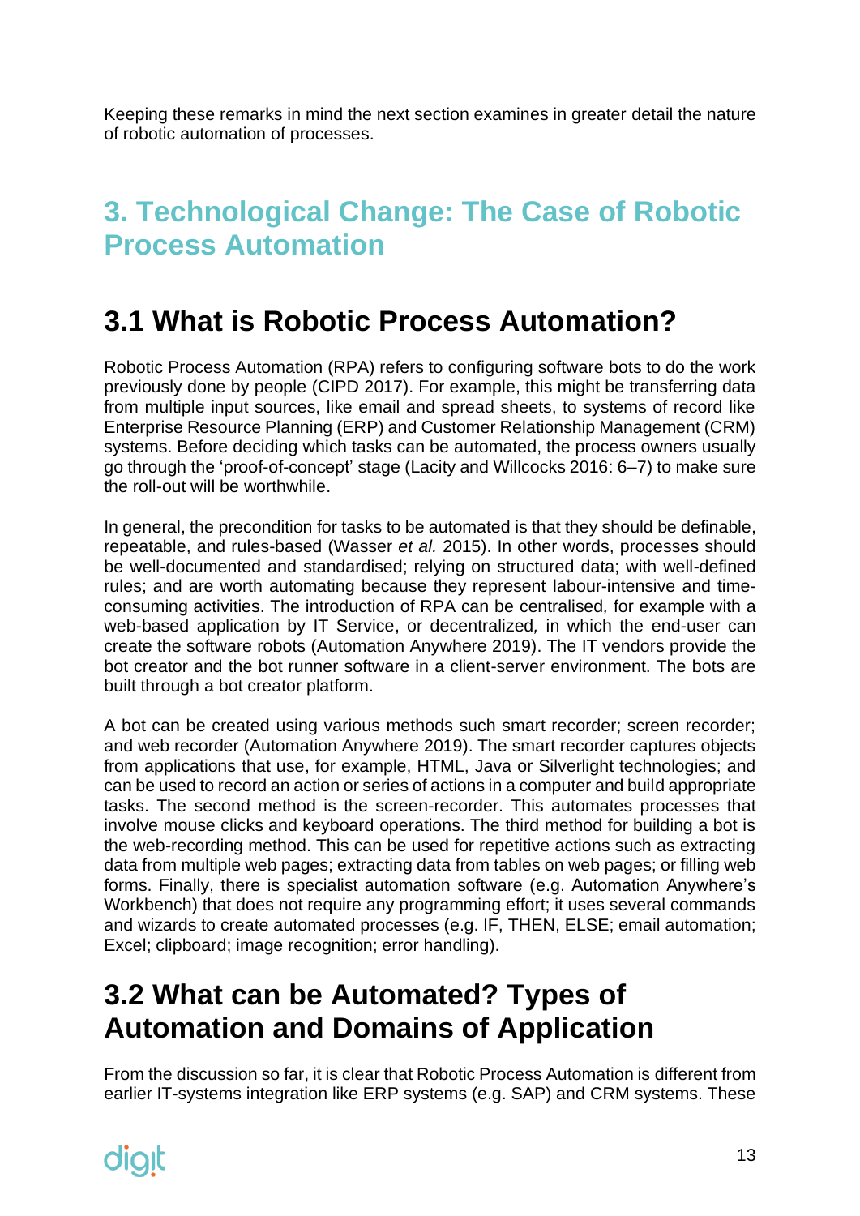Keeping these remarks in mind the next section examines in greater detail the nature of robotic automation of processes.

# 3. Technological Change: The Case of Robotic Process Automation

## 3.1 What is Robotic Process Automation?

Robotic Process Automation (RPA) refers to configuring software bots to do the work previously done by people (CIPD 2017). For example, this might be transferring data from multiple input sources, like email and spread sheets, to systems of record like Enterprise Resource Planning (ERP) and Customer Relationship Management (CRM) systems. Before deciding which tasks can be automated, the process owners usually go through the 'proof-of-concept' stage (Lacity and Willcocks 2016: 6–7) to make sure the roll-out will be worthwhile.

In general, the precondition for tasks to be automated is that they should be definable, repeatable, and rules-based (Wasser *et al.* 2015). In other words, processes should be well-documented and standardised; relying on structured data; with well-defined rules; and are worth automating because they represent labour-intensive and time-consuming activities. The introduction of RPA can be centralised*,* for example with a web-based application by IT Service, or decentralized*,* in which the end-user can create the software robots (Automation Anywhere 2019). The IT vendors provide the bot creator and the bot runner software in a client-server environment. The bots are built through a bot creator platform.

A bot can be created using various methods such smart recorder; screen recorder; and web recorder (Automation Anywhere 2019). The smart recorder captures objects from applications that use, for example, HTML, Java or Silverlight technologies; and can be used to record an action or series of actions in a computer and build appropriate tasks. The second method is the screen-recorder. This automates processes that involve mouse clicks and keyboard operations. The third method for building a bot is the web-recording method. This can be used for repetitive actions such as extracting data from multiple web pages; extracting data from tables on web pages; or filling web forms. Finally, there is specialist automation software (e.g. Automation Anywhere's Workbench) that does not require any programming effort; it uses several commands and wizards to create automated processes (e.g. IF, THEN, ELSE; email automation; Excel; clipboard; image recognition; error handling).

## 3.2 What can be Automated? Types of Automation and Domains of Application

From the discussion so far, it is clear that Robotic Process Automation is different from earlier IT-systems integration like ERP systems (e.g. SAP) and CRM systems. These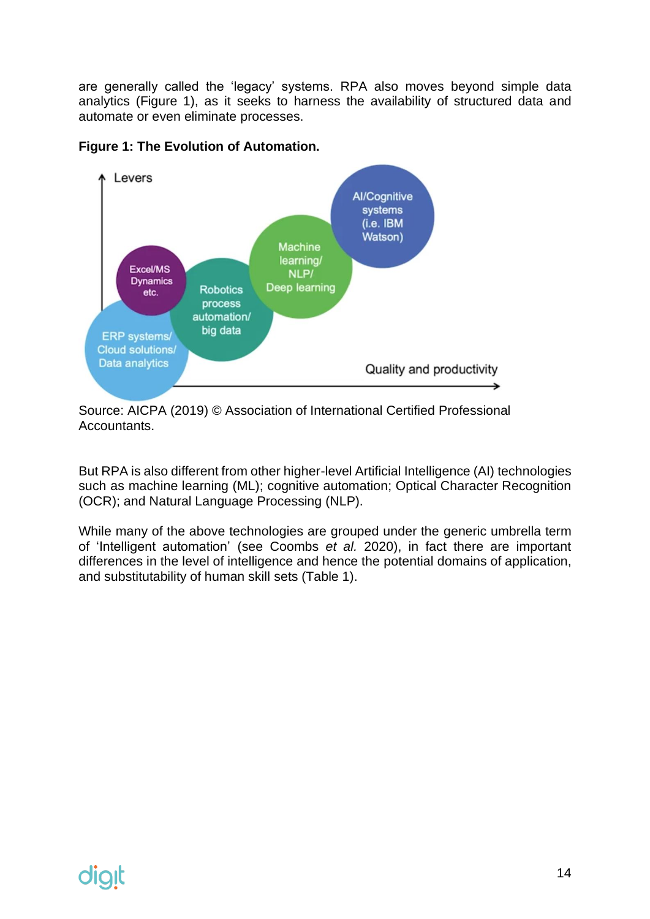are generally called the 'legacy' systems. RPA also moves beyond simple data analytics (Figure 1), as it seeks to harness the availability of structured data and automate or even eliminate processes.

**Figure 1: The Evolution of Automation.**

Levers

ERP systems/ Cloud solutions/ Data analytics

Excel/MS Dynamics etc.

Robotics process automation/ big data

Machine learning/ NLP/ Deep learning

AI/Cognitive systems (i.e. IBM Watson)

Quality and productivity

Source: AICPA (2019) © Association of International Certified Professional Accountants.

But RPA is also different from other higher-level Artificial Intelligence (AI) technologies such as machine learning (ML); cognitive automation; Optical Character Recognition (OCR); and Natural Language Processing (NLP).

While many of the above technologies are grouped under the generic umbrella term of 'Intelligent automation' (see Coombs *et al.* 2020), in fact there are important differences in the level of intelligence and hence the potential domains of application, and substitutability of human skill sets (Table 1).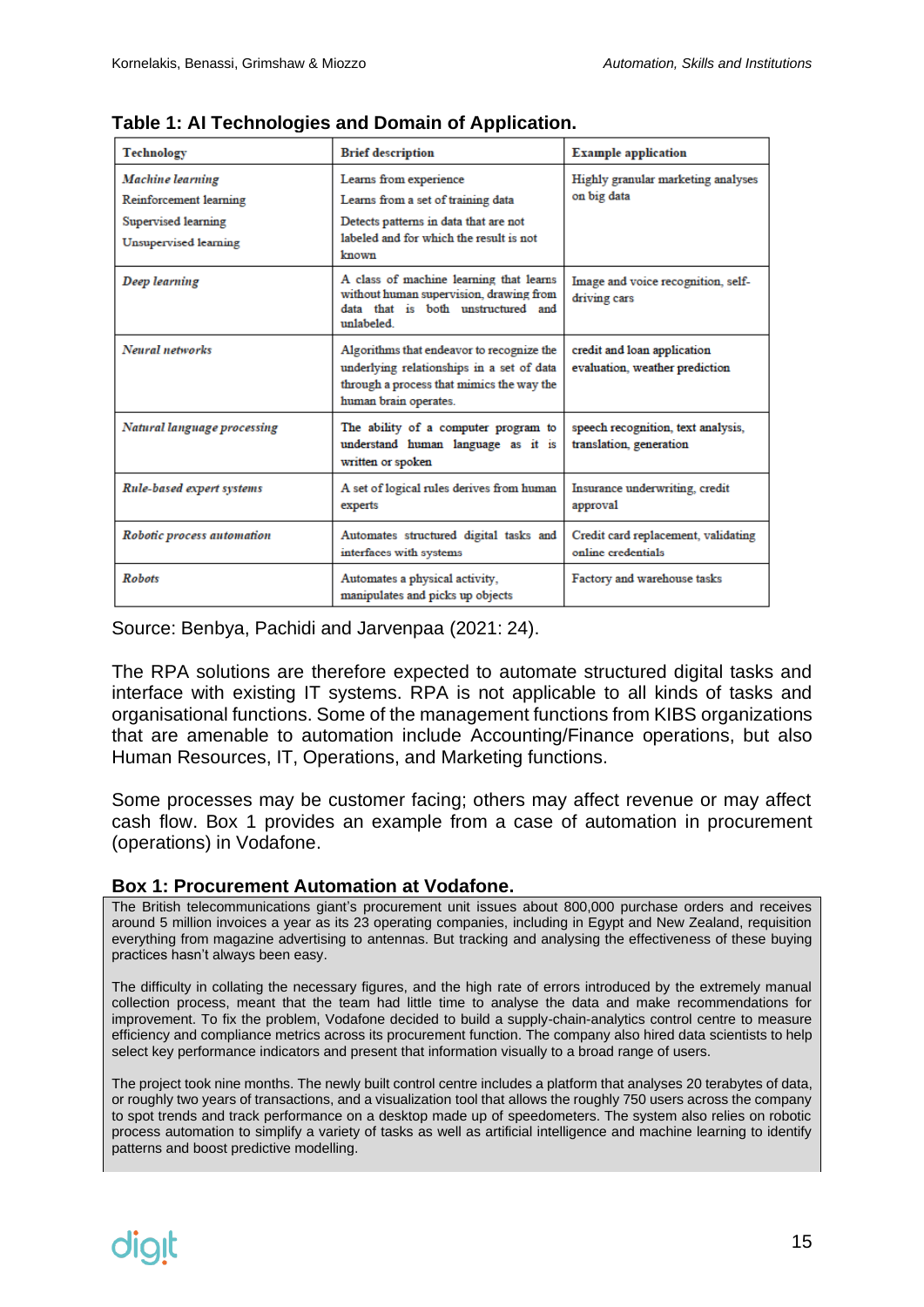**Table 1: AI Technologies and Domain of Application.**

| Technology | Brief description | Example application |
|---|---|---|
| *Machine learning*<br>Reinforcement learning<br>Supervised learning<br>Unsupervised learning | Learns from experience<br>Learns from a set of training data<br>Detects patterns in data that are not labeled and for which the result is not known | Highly granular marketing analyses on big data |
| *Deep learning* | A class of machine learning that learns without human supervision, drawing from data that is both unstructured and unlabeled. | Image and voice recognition, self-driving cars |
| *Neural networks* | Algorithms that endeavor to recognize the underlying relationships in a set of data through a process that mimics the way the human brain operates. | credit and loan application evaluation, weather prediction |
| *Natural language processing* | The ability of a computer program to understand human language as it is written or spoken | speech recognition, text analysis, translation, generation |
| *Rule-based expert systems* | A set of logical rules derives from human experts | Insurance underwriting, credit approval |
| *Robotic process automation* | Automates structured digital tasks and interfaces with systems | Credit card replacement, validating online credentials |
| *Robots* | Automates a physical activity, manipulates and picks up objects | Factory and warehouse tasks |

Source: Benbya, Pachidi and Jarvenpaa (2021: 24).

The RPA solutions are therefore expected to automate structured digital tasks and interface with existing IT systems. RPA is not applicable to all kinds of tasks and organisational functions. Some of the management functions from KIBS organizations that are amenable to automation include Accounting/Finance operations, but also Human Resources, IT, Operations, and Marketing functions.

Some processes may be customer facing; others may affect revenue or may affect cash flow. Box 1 provides an example from a case of automation in procurement (operations) in Vodafone.

**Box 1: Procurement Automation at Vodafone.**

The British telecommunications giant's procurement unit issues about 800,000 purchase orders and receives around 5 million invoices a year as its 23 operating companies, including in Egypt and New Zealand, requisition everything from magazine advertising to antennas. But tracking and analysing the effectiveness of these buying practices hasn't always been easy.

The difficulty in collating the necessary figures, and the high rate of errors introduced by the extremely manual collection process, meant that the team had little time to analyse the data and make recommendations for improvement. To fix the problem, Vodafone decided to build a supply-chain-analytics control centre to measure efficiency and compliance metrics across its procurement function. The company also hired data scientists to help select key performance indicators and present that information visually to a broad range of users.

The project took nine months. The newly built control centre includes a platform that analyses 20 terabytes of data, or roughly two years of transactions, and a visualization tool that allows the roughly 750 users across the company to spot trends and track performance on a desktop made up of speedometers. The system also relies on robotic process automation to simplify a variety of tasks as well as artificial intelligence and machine learning to identify patterns and boost predictive modelling.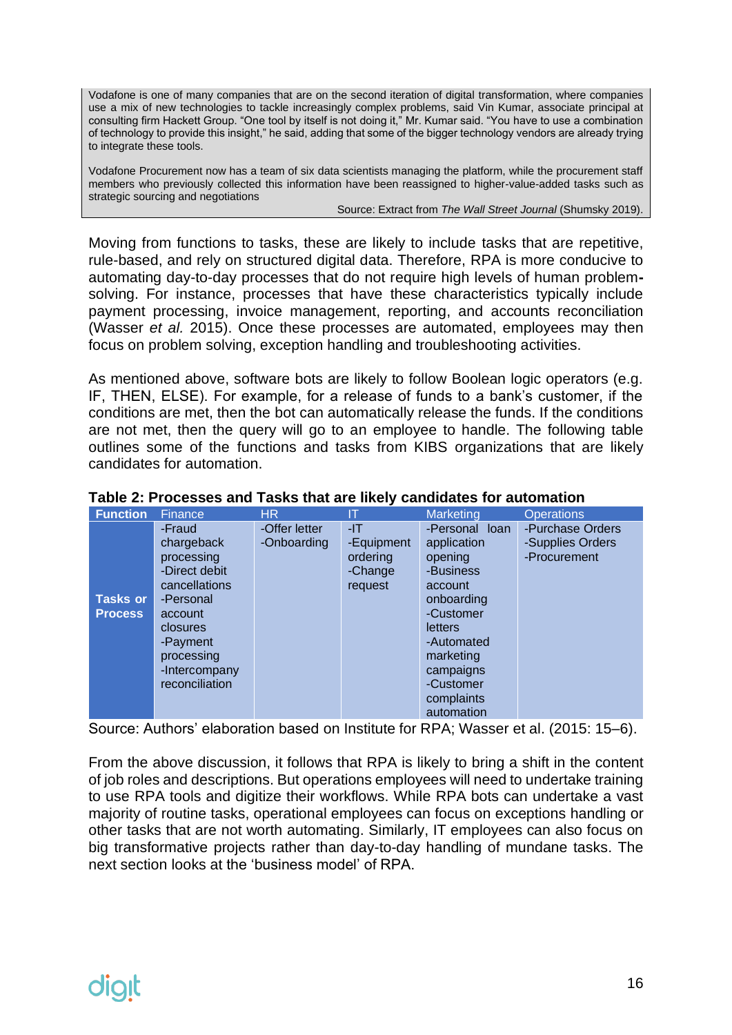> Vodafone is one of many companies that are on the second iteration of digital transformation, where companies use a mix of new technologies to tackle increasingly complex problems, said Vin Kumar, associate principal at consulting firm Hackett Group. "One tool by itself is not doing it," Mr. Kumar said. "You have to use a combination of technology to provide this insight," he said, adding that some of the bigger technology vendors are already trying to integrate these tools.
>
> Vodafone Procurement now has a team of six data scientists managing the platform, while the procurement staff members who previously collected this information have been reassigned to higher-value-added tasks such as strategic sourcing and negotiations
>
> Source: Extract from *The Wall Street Journal* (Shumsky 2019).

Moving from functions to tasks, these are likely to include tasks that are repetitive, rule-based, and rely on structured digital data. Therefore, RPA is more conducive to automating day-to-day processes that do not require high levels of human problem-solving. For instance, processes that have these characteristics typically include payment processing, invoice management, reporting, and accounts reconciliation (Wasser *et al.* 2015). Once these processes are automated, employees may then focus on problem solving, exception handling and troubleshooting activities.

As mentioned above, software bots are likely to follow Boolean logic operators (e.g. IF, THEN, ELSE). For example, for a release of funds to a bank's customer, if the conditions are met, then the bot can automatically release the funds. If the conditions are not met, then the query will go to an employee to handle. The following table outlines some of the functions and tasks from KIBS organizations that are likely candidates for automation.

**Table 2: Processes and Tasks that are likely candidates for automation**

| **Function** | Finance | HR | IT | Marketing | Operations |
|---|---|---|---|---|---|
| **Tasks or Process** | -Fraud chargeback processing<br>-Direct debit cancellations<br>-Personal account closures<br>-Payment processing<br>-Intercompany reconciliation | -Offer letter<br>-Onboarding | -IT<br>-Equipment ordering<br>-Change request | -Personal loan application opening<br>-Business account onboarding<br>-Customer letters<br>-Automated marketing campaigns<br>-Customer complaints automation | -Purchase Orders<br>-Supplies Orders<br>-Procurement |

Source: Authors' elaboration based on Institute for RPA; Wasser et al. (2015: 15–6).

From the above discussion, it follows that RPA is likely to bring a shift in the content of job roles and descriptions. But operations employees will need to undertake training to use RPA tools and digitize their workflows. While RPA bots can undertake a vast majority of routine tasks, operational employees can focus on exceptions handling or other tasks that are not worth automating. Similarly, IT employees can also focus on big transformative projects rather than day-to-day handling of mundane tasks. The next section looks at the 'business model' of RPA.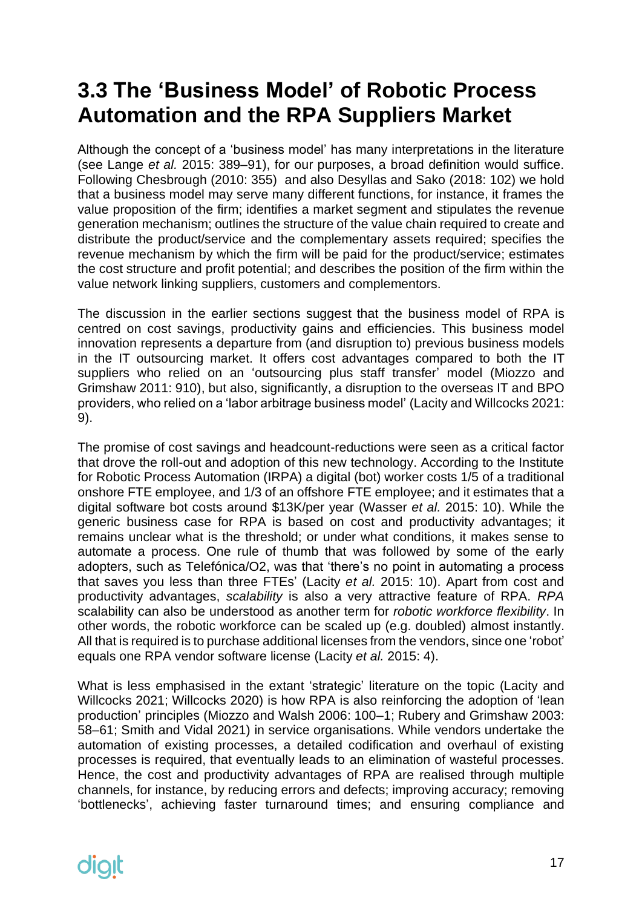## 3.3 The 'Business Model' of Robotic Process Automation and the RPA Suppliers Market

Although the concept of a 'business model' has many interpretations in the literature (see Lange *et al.* 2015: 389–91), for our purposes, a broad definition would suffice. Following Chesbrough (2010: 355) and also Desyllas and Sako (2018: 102) we hold that a business model may serve many different functions, for instance, it frames the value proposition of the firm; identifies a market segment and stipulates the revenue generation mechanism; outlines the structure of the value chain required to create and distribute the product/service and the complementary assets required; specifies the revenue mechanism by which the firm will be paid for the product/service; estimates the cost structure and profit potential; and describes the position of the firm within the value network linking suppliers, customers and complementors.

The discussion in the earlier sections suggest that the business model of RPA is centred on cost savings, productivity gains and efficiencies. This business model innovation represents a departure from (and disruption to) previous business models in the IT outsourcing market. It offers cost advantages compared to both the IT suppliers who relied on an 'outsourcing plus staff transfer' model (Miozzo and Grimshaw 2011: 910), but also, significantly, a disruption to the overseas IT and BPO providers, who relied on a 'labor arbitrage business model' (Lacity and Willcocks 2021: 9).

The promise of cost savings and headcount-reductions were seen as a critical factor that drove the roll-out and adoption of this new technology. According to the Institute for Robotic Process Automation (IRPA) a digital (bot) worker costs 1/5 of a traditional onshore FTE employee, and 1/3 of an offshore FTE employee; and it estimates that a digital software bot costs around $13K/per year (Wasser *et al.* 2015: 10). While the generic business case for RPA is based on cost and productivity advantages; it remains unclear what is the threshold; or under what conditions, it makes sense to automate a process. One rule of thumb that was followed by some of the early adopters, such as Telefónica/O2, was that 'there's no point in automating a process that saves you less than three FTEs' (Lacity *et al.* 2015: 10). Apart from cost and productivity advantages, *scalability* is also a very attractive feature of RPA. *RPA* scalability can also be understood as another term for *robotic workforce flexibility*. In other words, the robotic workforce can be scaled up (e.g. doubled) almost instantly. All that is required is to purchase additional licenses from the vendors, since one 'robot' equals one RPA vendor software license (Lacity *et al.* 2015: 4).

What is less emphasised in the extant 'strategic' literature on the topic (Lacity and Willcocks 2021; Willcocks 2020) is how RPA is also reinforcing the adoption of 'lean production' principles (Miozzo and Walsh 2006: 100–1; Rubery and Grimshaw 2003: 58–61; Smith and Vidal 2021) in service organisations. While vendors undertake the automation of existing processes, a detailed codification and overhaul of existing processes is required, that eventually leads to an elimination of wasteful processes. Hence, the cost and productivity advantages of RPA are realised through multiple channels, for instance, by reducing errors and defects; improving accuracy; removing 'bottlenecks', achieving faster turnaround times; and ensuring compliance and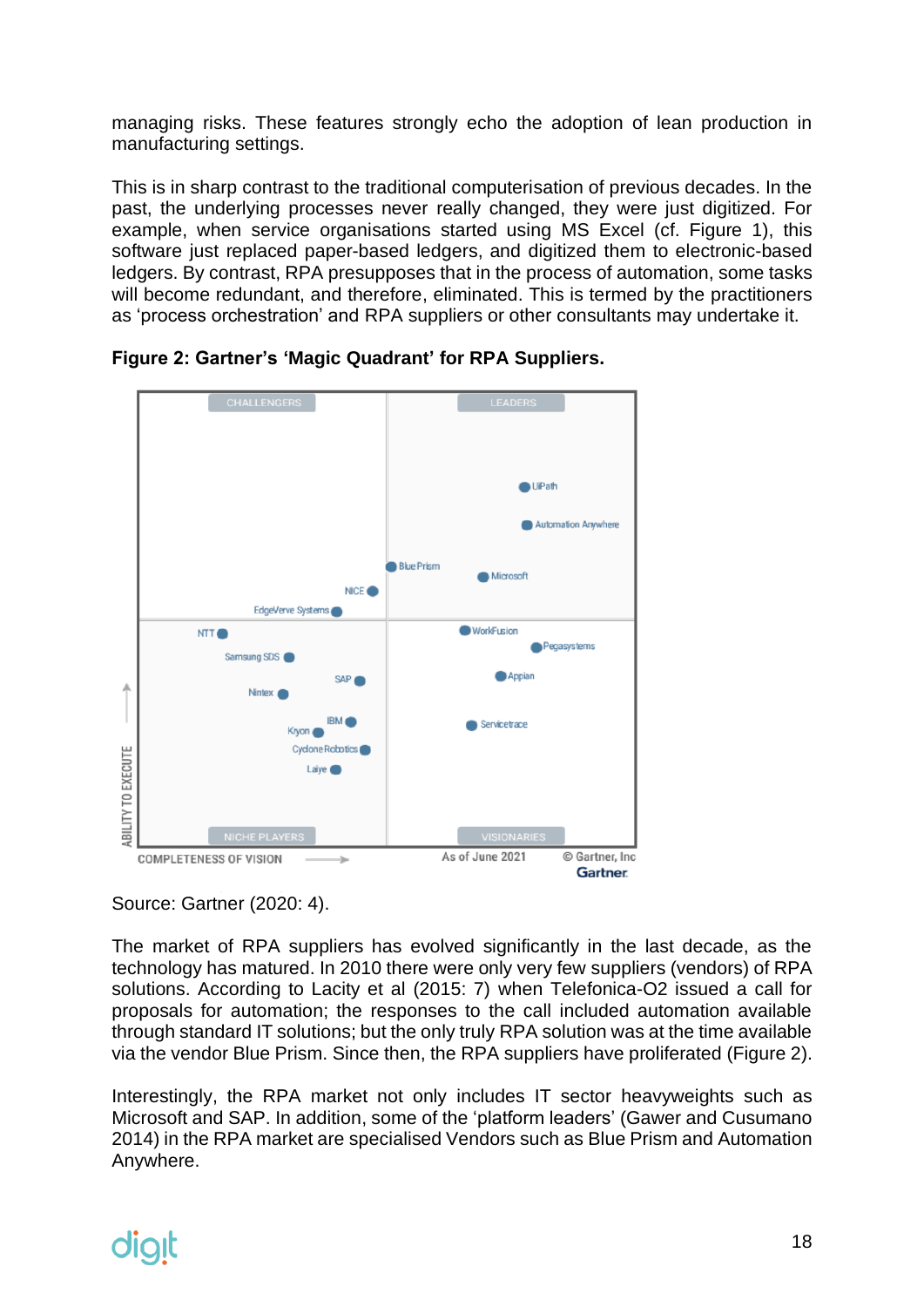managing risks. These features strongly echo the adoption of lean production in manufacturing settings.

This is in sharp contrast to the traditional computerisation of previous decades. In the past, the underlying processes never really changed, they were just digitized. For example, when service organisations started using MS Excel (cf. Figure 1), this software just replaced paper-based ledgers, and digitized them to electronic-based ledgers. By contrast, RPA presupposes that in the process of automation, some tasks will become redundant, and therefore, eliminated. This is termed by the practitioners as 'process orchestration' and RPA suppliers or other consultants may undertake it.

**Figure 2: Gartner's 'Magic Quadrant' for RPA Suppliers.**

Source: Gartner (2020: 4).

The market of RPA suppliers has evolved significantly in the last decade, as the technology has matured. In 2010 there were only very few suppliers (vendors) of RPA solutions. According to Lacity et al (2015: 7) when Telefonica-O2 issued a call for proposals for automation; the responses to the call included automation available through standard IT solutions; but the only truly RPA solution was at the time available via the vendor Blue Prism. Since then, the RPA suppliers have proliferated (Figure 2).

Interestingly, the RPA market not only includes IT sector heavyweights such as Microsoft and SAP. In addition, some of the 'platform leaders' (Gawer and Cusumano 2014) in the RPA market are specialised Vendors such as Blue Prism and Automation Anywhere.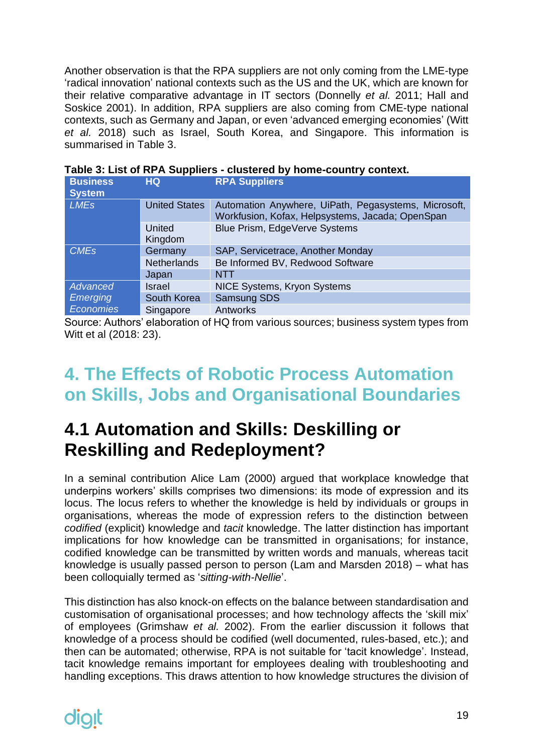Another observation is that the RPA suppliers are not only coming from the LME-type 'radical innovation' national contexts such as the US and the UK, which are known for their relative comparative advantage in IT sectors (Donnelly *et al.* 2011; Hall and Soskice 2001). In addition, RPA suppliers are also coming from CME-type national contexts, such as Germany and Japan, or even 'advanced emerging economies' (Witt *et al.* 2018) such as Israel, South Korea, and Singapore. This information is summarised in Table 3.

**Table 3: List of RPA Suppliers - clustered by home-country context.**

| Business System | HQ | RPA Suppliers |
|---|---|---|
| *LMEs* | United States | Automation Anywhere, UiPath, Pegasystems, Microsoft, Workfusion, Kofax, Helpsystems, Jacada; OpenSpan |
| | United Kingdom | Blue Prism, EdgeVerve Systems |
| *CMEs* | Germany | SAP, Servicetrace, Another Monday |
| | Netherlands | Be Informed BV, Redwood Software |
| | Japan | NTT |
| *Advanced Emerging Economies* | Israel | NICE Systems, Kryon Systems |
| | South Korea | Samsung SDS |
| | Singapore | Antworks |

Source: Authors' elaboration of HQ from various sources; business system types from Witt et al (2018: 23).

# 4. The Effects of Robotic Process Automation on Skills, Jobs and Organisational Boundaries

## 4.1 Automation and Skills: Deskilling or Reskilling and Redeployment?

In a seminal contribution Alice Lam (2000) argued that workplace knowledge that underpins workers' skills comprises two dimensions: its mode of expression and its locus. The locus refers to whether the knowledge is held by individuals or groups in organisations, whereas the mode of expression refers to the distinction between *codified* (explicit) knowledge and *tacit* knowledge. The latter distinction has important implications for how knowledge can be transmitted in organisations; for instance, codified knowledge can be transmitted by written words and manuals, whereas tacit knowledge is usually passed person to person (Lam and Marsden 2018) – what has been colloquially termed as '*sitting-with-Nellie*'.

This distinction has also knock-on effects on the balance between standardisation and customisation of organisational processes; and how technology affects the 'skill mix' of employees (Grimshaw *et al.* 2002). From the earlier discussion it follows that knowledge of a process should be codified (well documented, rules-based, etc.); and then can be automated; otherwise, RPA is not suitable for 'tacit knowledge'. Instead, tacit knowledge remains important for employees dealing with troubleshooting and handling exceptions. This draws attention to how knowledge structures the division of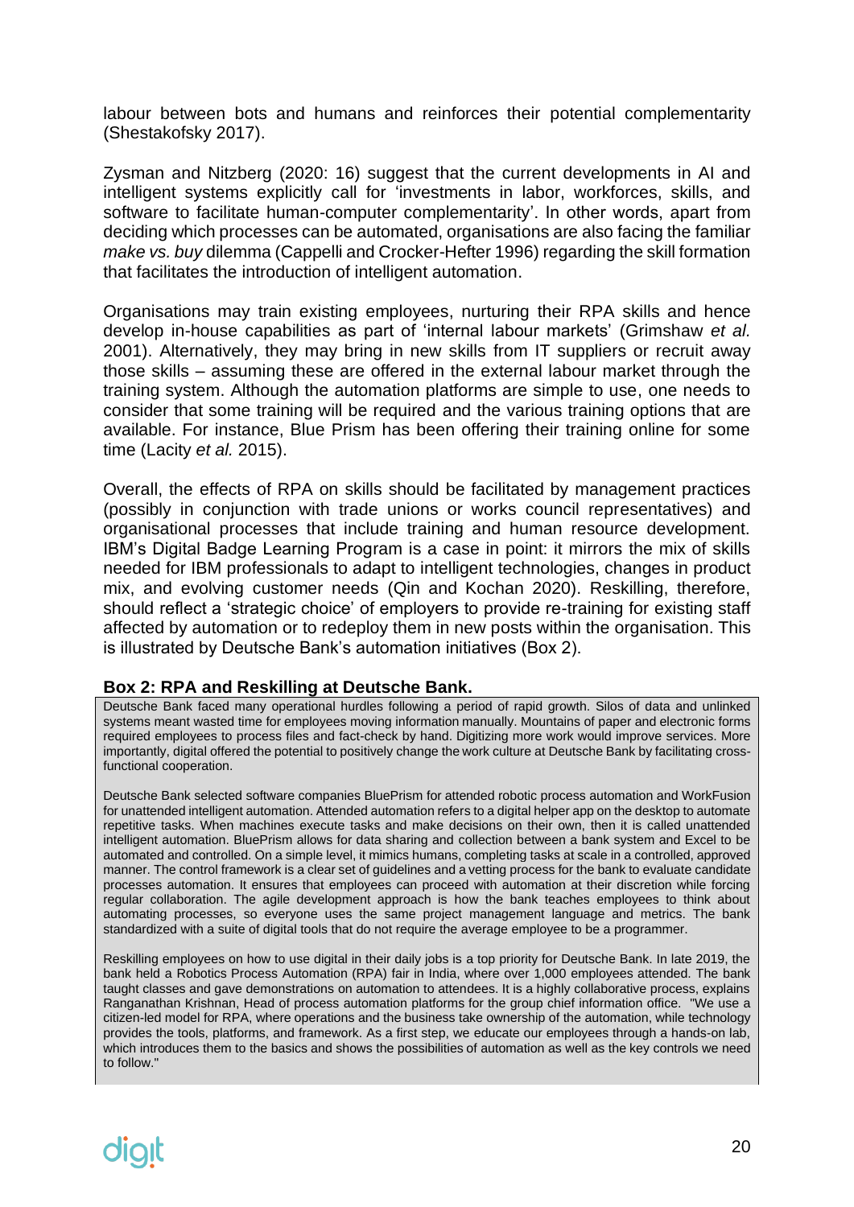labour between bots and humans and reinforces their potential complementarity (Shestakofsky 2017).

Zysman and Nitzberg (2020: 16) suggest that the current developments in AI and intelligent systems explicitly call for 'investments in labor, workforces, skills, and software to facilitate human-computer complementarity'. In other words, apart from deciding which processes can be automated, organisations are also facing the familiar *make vs. buy* dilemma (Cappelli and Crocker-Hefter 1996) regarding the skill formation that facilitates the introduction of intelligent automation.

Organisations may train existing employees, nurturing their RPA skills and hence develop in-house capabilities as part of 'internal labour markets' (Grimshaw *et al.* 2001). Alternatively, they may bring in new skills from IT suppliers or recruit away those skills – assuming these are offered in the external labour market through the training system. Although the automation platforms are simple to use, one needs to consider that some training will be required and the various training options that are available. For instance, Blue Prism has been offering their training online for some time (Lacity *et al.* 2015).

Overall, the effects of RPA on skills should be facilitated by management practices (possibly in conjunction with trade unions or works council representatives) and organisational processes that include training and human resource development. IBM's Digital Badge Learning Program is a case in point: it mirrors the mix of skills needed for IBM professionals to adapt to intelligent technologies, changes in product mix, and evolving customer needs (Qin and Kochan 2020). Reskilling, therefore, should reflect a 'strategic choice' of employers to provide re-training for existing staff affected by automation or to redeploy them in new posts within the organisation. This is illustrated by Deutsche Bank's automation initiatives (Box 2).

**Box 2: RPA and Reskilling at Deutsche Bank.**

Deutsche Bank faced many operational hurdles following a period of rapid growth. Silos of data and unlinked systems meant wasted time for employees moving information manually. Mountains of paper and electronic forms required employees to process files and fact-check by hand. Digitizing more work would improve services. More importantly, digital offered the potential to positively change the work culture at Deutsche Bank by facilitating cross-functional cooperation.

Deutsche Bank selected software companies BluePrism for attended robotic process automation and WorkFusion for unattended intelligent automation. Attended automation refers to a digital helper app on the desktop to automate repetitive tasks. When machines execute tasks and make decisions on their own, then it is called unattended intelligent automation. BluePrism allows for data sharing and collection between a bank system and Excel to be automated and controlled. On a simple level, it mimics humans, completing tasks at scale in a controlled, approved manner. The control framework is a clear set of guidelines and a vetting process for the bank to evaluate candidate processes automation. It ensures that employees can proceed with automation at their discretion while forcing regular collaboration. The agile development approach is how the bank teaches employees to think about automating processes, so everyone uses the same project management language and metrics. The bank standardized with a suite of digital tools that do not require the average employee to be a programmer.

Reskilling employees on how to use digital in their daily jobs is a top priority for Deutsche Bank. In late 2019, the bank held a Robotics Process Automation (RPA) fair in India, where over 1,000 employees attended. The bank taught classes and gave demonstrations on automation to attendees. It is a highly collaborative process, explains Ranganathan Krishnan, Head of process automation platforms for the group chief information office. "We use a citizen-led model for RPA, where operations and the business take ownership of the automation, while technology provides the tools, platforms, and framework. As a first step, we educate our employees through a hands-on lab, which introduces them to the basics and shows the possibilities of automation as well as the key controls we need to follow."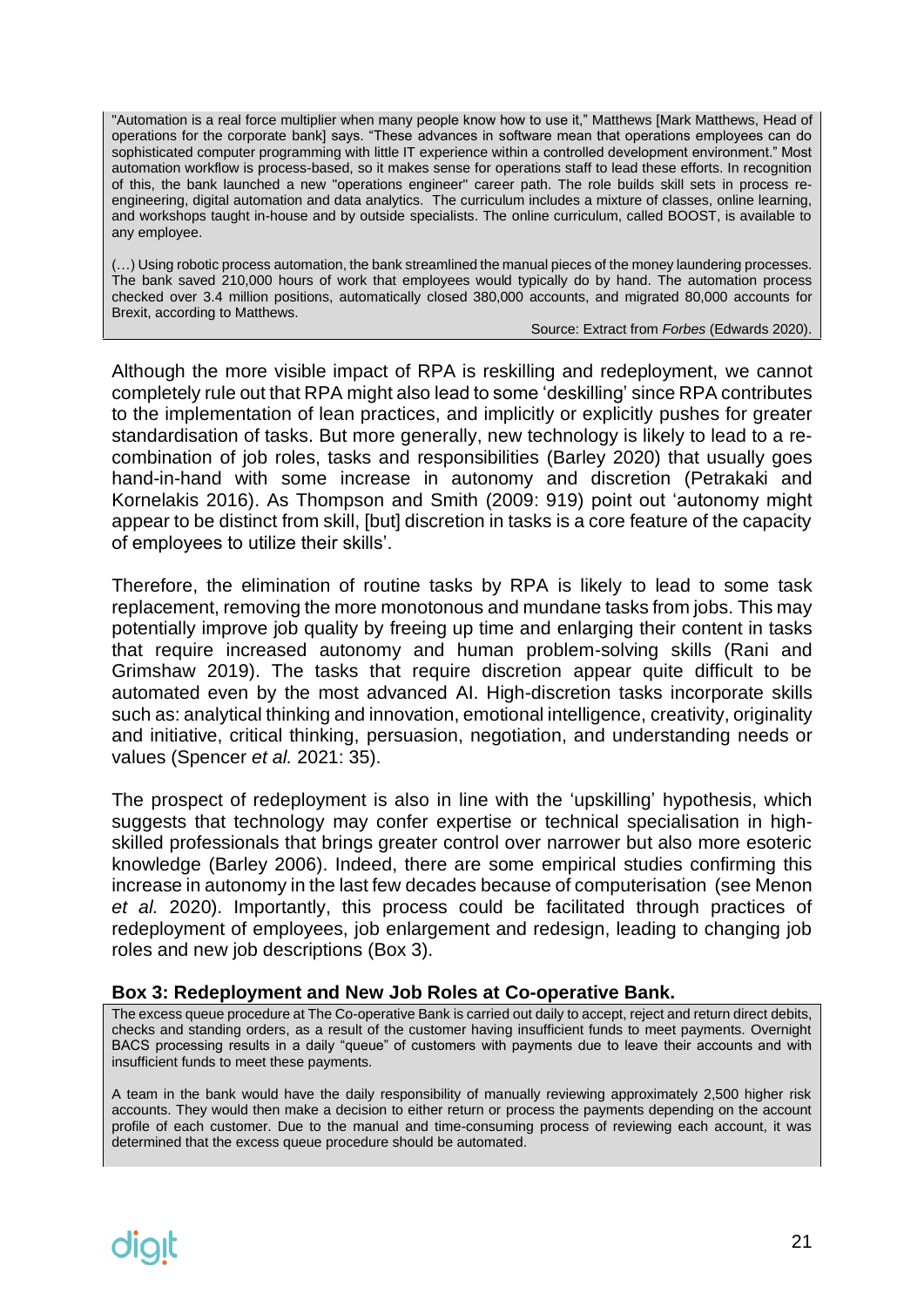"Automation is a real force multiplier when many people know how to use it," Matthews [Mark Matthews, Head of operations for the corporate bank] says. "These advances in software mean that operations employees can do sophisticated computer programming with little IT experience within a controlled development environment." Most automation workflow is process-based, so it makes sense for operations staff to lead these efforts. In recognition of this, the bank launched a new "operations engineer" career path. The role builds skill sets in process re-engineering, digital automation and data analytics. The curriculum includes a mixture of classes, online learning, and workshops taught in-house and by outside specialists. The online curriculum, called BOOST, is available to any employee.

(…) Using robotic process automation, the bank streamlined the manual pieces of the money laundering processes. The bank saved 210,000 hours of work that employees would typically do by hand. The automation process checked over 3.4 million positions, automatically closed 380,000 accounts, and migrated 80,000 accounts for Brexit, according to Matthews.

Source: Extract from *Forbes* (Edwards 2020).

Although the more visible impact of RPA is reskilling and redeployment, we cannot completely rule out that RPA might also lead to some 'deskilling' since RPA contributes to the implementation of lean practices, and implicitly or explicitly pushes for greater standardisation of tasks. But more generally, new technology is likely to lead to a re-combination of job roles, tasks and responsibilities (Barley 2020) that usually goes hand-in-hand with some increase in autonomy and discretion (Petrakaki and Kornelakis 2016). As Thompson and Smith (2009: 919) point out 'autonomy might appear to be distinct from skill, [but] discretion in tasks is a core feature of the capacity of employees to utilize their skills'.

Therefore, the elimination of routine tasks by RPA is likely to lead to some task replacement, removing the more monotonous and mundane tasks from jobs. This may potentially improve job quality by freeing up time and enlarging their content in tasks that require increased autonomy and human problem-solving skills (Rani and Grimshaw 2019). The tasks that require discretion appear quite difficult to be automated even by the most advanced AI. High-discretion tasks incorporate skills such as: analytical thinking and innovation, emotional intelligence, creativity, originality and initiative, critical thinking, persuasion, negotiation, and understanding needs or values (Spencer *et al.* 2021: 35).

The prospect of redeployment is also in line with the 'upskilling' hypothesis, which suggests that technology may confer expertise or technical specialisation in high-skilled professionals that brings greater control over narrower but also more esoteric knowledge (Barley 2006). Indeed, there are some empirical studies confirming this increase in autonomy in the last few decades because of computerisation (see Menon *et al.* 2020). Importantly, this process could be facilitated through practices of redeployment of employees, job enlargement and redesign, leading to changing job roles and new job descriptions (Box 3).

**Box 3: Redeployment and New Job Roles at Co-operative Bank.**

The excess queue procedure at The Co-operative Bank is carried out daily to accept, reject and return direct debits, checks and standing orders, as a result of the customer having insufficient funds to meet payments. Overnight BACS processing results in a daily "queue" of customers with payments due to leave their accounts and with insufficient funds to meet these payments.

A team in the bank would have the daily responsibility of manually reviewing approximately 2,500 higher risk accounts. They would then make a decision to either return or process the payments depending on the account profile of each customer. Due to the manual and time-consuming process of reviewing each account, it was determined that the excess queue procedure should be automated.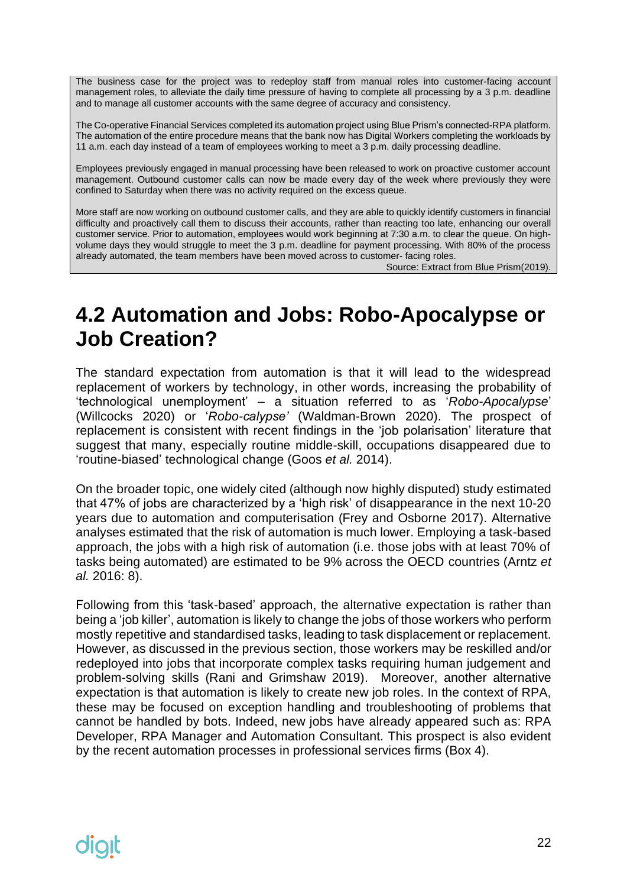The business case for the project was to redeploy staff from manual roles into customer-facing account management roles, to alleviate the daily time pressure of having to complete all processing by a 3 p.m. deadline and to manage all customer accounts with the same degree of accuracy and consistency.

The Co-operative Financial Services completed its automation project using Blue Prism's connected-RPA platform. The automation of the entire procedure means that the bank now has Digital Workers completing the workloads by 11 a.m. each day instead of a team of employees working to meet a 3 p.m. daily processing deadline.

Employees previously engaged in manual processing have been released to work on proactive customer account management. Outbound customer calls can now be made every day of the week where previously they were confined to Saturday when there was no activity required on the excess queue.

More staff are now working on outbound customer calls, and they are able to quickly identify customers in financial difficulty and proactively call them to discuss their accounts, rather than reacting too late, enhancing our overall customer service. Prior to automation, employees would work beginning at 7:30 a.m. to clear the queue. On high-volume days they would struggle to meet the 3 p.m. deadline for payment processing. With 80% of the process already automated, the team members have been moved across to customer- facing roles.

Source: Extract from Blue Prism(2019).

## 4.2 Automation and Jobs: Robo-Apocalypse or Job Creation?

The standard expectation from automation is that it will lead to the widespread replacement of workers by technology, in other words, increasing the probability of 'technological unemployment' – a situation referred to as '*Robo-Apocalypse*' (Willcocks 2020) or '*Robo-calypse'* (Waldman-Brown 2020). The prospect of replacement is consistent with recent findings in the 'job polarisation' literature that suggest that many, especially routine middle-skill, occupations disappeared due to 'routine-biased' technological change (Goos *et al.* 2014).

On the broader topic, one widely cited (although now highly disputed) study estimated that 47% of jobs are characterized by a 'high risk' of disappearance in the next 10-20 years due to automation and computerisation (Frey and Osborne 2017). Alternative analyses estimated that the risk of automation is much lower. Employing a task-based approach, the jobs with a high risk of automation (i.e. those jobs with at least 70% of tasks being automated) are estimated to be 9% across the OECD countries (Arntz *et al.* 2016: 8).

Following from this 'task-based' approach, the alternative expectation is rather than being a 'job killer', automation is likely to change the jobs of those workers who perform mostly repetitive and standardised tasks, leading to task displacement or replacement. However, as discussed in the previous section, those workers may be reskilled and/or redeployed into jobs that incorporate complex tasks requiring human judgement and problem-solving skills (Rani and Grimshaw 2019). Moreover, another alternative expectation is that automation is likely to create new job roles. In the context of RPA, these may be focused on exception handling and troubleshooting of problems that cannot be handled by bots. Indeed, new jobs have already appeared such as: RPA Developer, RPA Manager and Automation Consultant. This prospect is also evident by the recent automation processes in professional services firms (Box 4).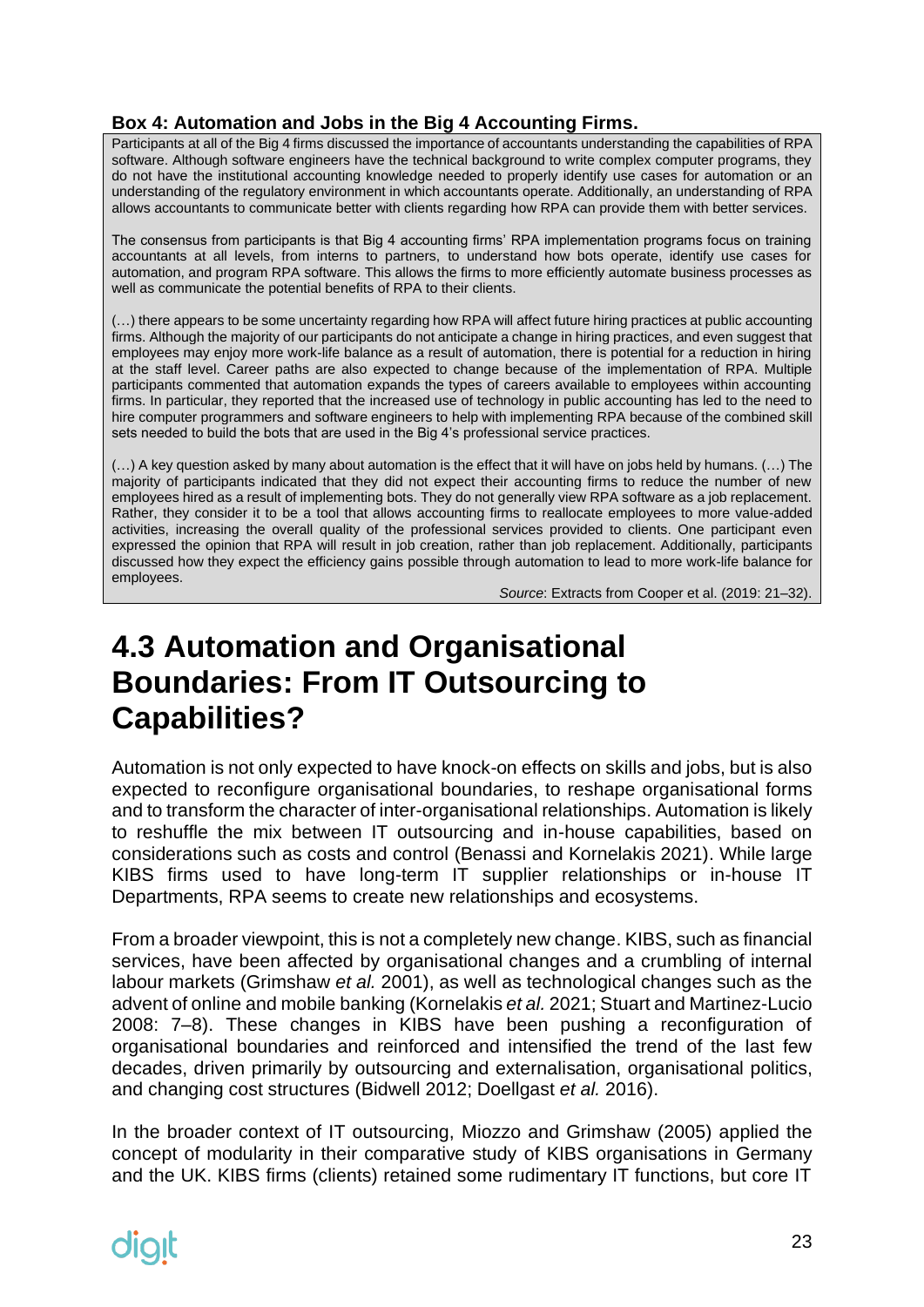**Box 4: Automation and Jobs in the Big 4 Accounting Firms.**

Participants at all of the Big 4 firms discussed the importance of accountants understanding the capabilities of RPA software. Although software engineers have the technical background to write complex computer programs, they do not have the institutional accounting knowledge needed to properly identify use cases for automation or an understanding of the regulatory environment in which accountants operate. Additionally, an understanding of RPA allows accountants to communicate better with clients regarding how RPA can provide them with better services.

The consensus from participants is that Big 4 accounting firms' RPA implementation programs focus on training accountants at all levels, from interns to partners, to understand how bots operate, identify use cases for automation, and program RPA software. This allows the firms to more efficiently automate business processes as well as communicate the potential benefits of RPA to their clients.

(…) there appears to be some uncertainty regarding how RPA will affect future hiring practices at public accounting firms. Although the majority of our participants do not anticipate a change in hiring practices, and even suggest that employees may enjoy more work-life balance as a result of automation, there is potential for a reduction in hiring at the staff level. Career paths are also expected to change because of the implementation of RPA. Multiple participants commented that automation expands the types of careers available to employees within accounting firms. In particular, they reported that the increased use of technology in public accounting has led to the need to hire computer programmers and software engineers to help with implementing RPA because of the combined skill sets needed to build the bots that are used in the Big 4's professional service practices.

(…) A key question asked by many about automation is the effect that it will have on jobs held by humans. (…) The majority of participants indicated that they did not expect their accounting firms to reduce the number of new employees hired as a result of implementing bots. They do not generally view RPA software as a job replacement. Rather, they consider it to be a tool that allows accounting firms to reallocate employees to more value-added activities, increasing the overall quality of the professional services provided to clients. One participant even expressed the opinion that RPA will result in job creation, rather than job replacement. Additionally, participants discussed how they expect the efficiency gains possible through automation to lead to more work-life balance for employees.

*Source*: Extracts from Cooper et al. (2019: 21–32).

# 4.3 Automation and Organisational Boundaries: From IT Outsourcing to Capabilities?

Automation is not only expected to have knock-on effects on skills and jobs, but is also expected to reconfigure organisational boundaries, to reshape organisational forms and to transform the character of inter-organisational relationships. Automation is likely to reshuffle the mix between IT outsourcing and in-house capabilities, based on considerations such as costs and control (Benassi and Kornelakis 2021). While large KIBS firms used to have long-term IT supplier relationships or in-house IT Departments, RPA seems to create new relationships and ecosystems.

From a broader viewpoint, this is not a completely new change. KIBS, such as financial services, have been affected by organisational changes and a crumbling of internal labour markets (Grimshaw *et al.* 2001), as well as technological changes such as the advent of online and mobile banking (Kornelakis *et al.* 2021; Stuart and Martinez-Lucio 2008: 7–8). These changes in KIBS have been pushing a reconfiguration of organisational boundaries and reinforced and intensified the trend of the last few decades, driven primarily by outsourcing and externalisation, organisational politics, and changing cost structures (Bidwell 2012; Doellgast *et al.* 2016).

In the broader context of IT outsourcing, Miozzo and Grimshaw (2005) applied the concept of modularity in their comparative study of KIBS organisations in Germany and the UK. KIBS firms (clients) retained some rudimentary IT functions, but core IT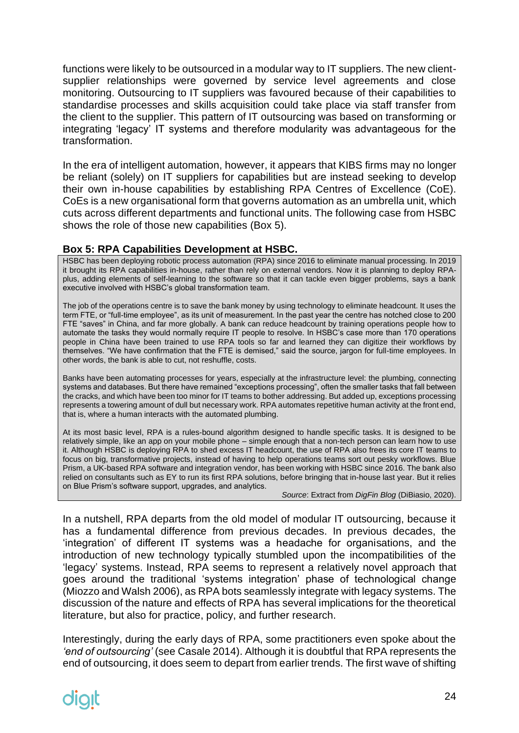functions were likely to be outsourced in a modular way to IT suppliers. The new client-supplier relationships were governed by service level agreements and close monitoring. Outsourcing to IT suppliers was favoured because of their capabilities to standardise processes and skills acquisition could take place via staff transfer from the client to the supplier. This pattern of IT outsourcing was based on transforming or integrating 'legacy' IT systems and therefore modularity was advantageous for the transformation.

In the era of intelligent automation, however, it appears that KIBS firms may no longer be reliant (solely) on IT suppliers for capabilities but are instead seeking to develop their own in-house capabilities by establishing RPA Centres of Excellence (CoE). CoEs is a new organisational form that governs automation as an umbrella unit, which cuts across different departments and functional units. The following case from HSBC shows the role of those new capabilities (Box 5).

**Box 5: RPA Capabilities Development at HSBC.**

> HSBC has been deploying robotic process automation (RPA) since 2016 to eliminate manual processing. In 2019 it brought its RPA capabilities in-house, rather than rely on external vendors. Now it is planning to deploy RPA-plus, adding elements of self-learning to the software so that it can tackle even bigger problems, says a bank executive involved with HSBC's global transformation team.
>
> The job of the operations centre is to save the bank money by using technology to eliminate headcount. It uses the term FTE, or "full-time employee", as its unit of measurement. In the past year the centre has notched close to 200 FTE "saves" in China, and far more globally. A bank can reduce headcount by training operations people how to automate the tasks they would normally require IT people to resolve. In HSBC's case more than 170 operations people in China have been trained to use RPA tools so far and learned they can digitize their workflows by themselves. "We have confirmation that the FTE is demised," said the source, jargon for full-time employees. In other words, the bank is able to cut, not reshuffle, costs.
>
> Banks have been automating processes for years, especially at the infrastructure level: the plumbing, connecting systems and databases. But there have remained "exceptions processing", often the smaller tasks that fall between the cracks, and which have been too minor for IT teams to bother addressing. But added up, exceptions processing represents a towering amount of dull but necessary work. RPA automates repetitive human activity at the front end, that is, where a human interacts with the automated plumbing.
>
> At its most basic level, RPA is a rules-bound algorithm designed to handle specific tasks. It is designed to be relatively simple, like an app on your mobile phone – simple enough that a non-tech person can learn how to use it. Although HSBC is deploying RPA to shed excess IT headcount, the use of RPA also frees its core IT teams to focus on big, transformative projects, instead of having to help operations teams sort out pesky workflows. Blue Prism, a UK-based RPA software and integration vendor, has been working with HSBC since 2016. The bank also relied on consultants such as EY to run its first RPA solutions, before bringing that in-house last year. But it relies on Blue Prism's software support, upgrades, and analytics.
>
> *Source*: Extract from *DigFin Blog* (DiBiasio, 2020).

In a nutshell, RPA departs from the old model of modular IT outsourcing, because it has a fundamental difference from previous decades. In previous decades, the 'integration' of different IT systems was a headache for organisations, and the introduction of new technology typically stumbled upon the incompatibilities of the 'legacy' systems. Instead, RPA seems to represent a relatively novel approach that goes around the traditional 'systems integration' phase of technological change (Miozzo and Walsh 2006), as RPA bots seamlessly integrate with legacy systems. The discussion of the nature and effects of RPA has several implications for the theoretical literature, but also for practice, policy, and further research.

Interestingly, during the early days of RPA, some practitioners even spoke about the *'end of outsourcing'* (see Casale 2014). Although it is doubtful that RPA represents the end of outsourcing, it does seem to depart from earlier trends. The first wave of shifting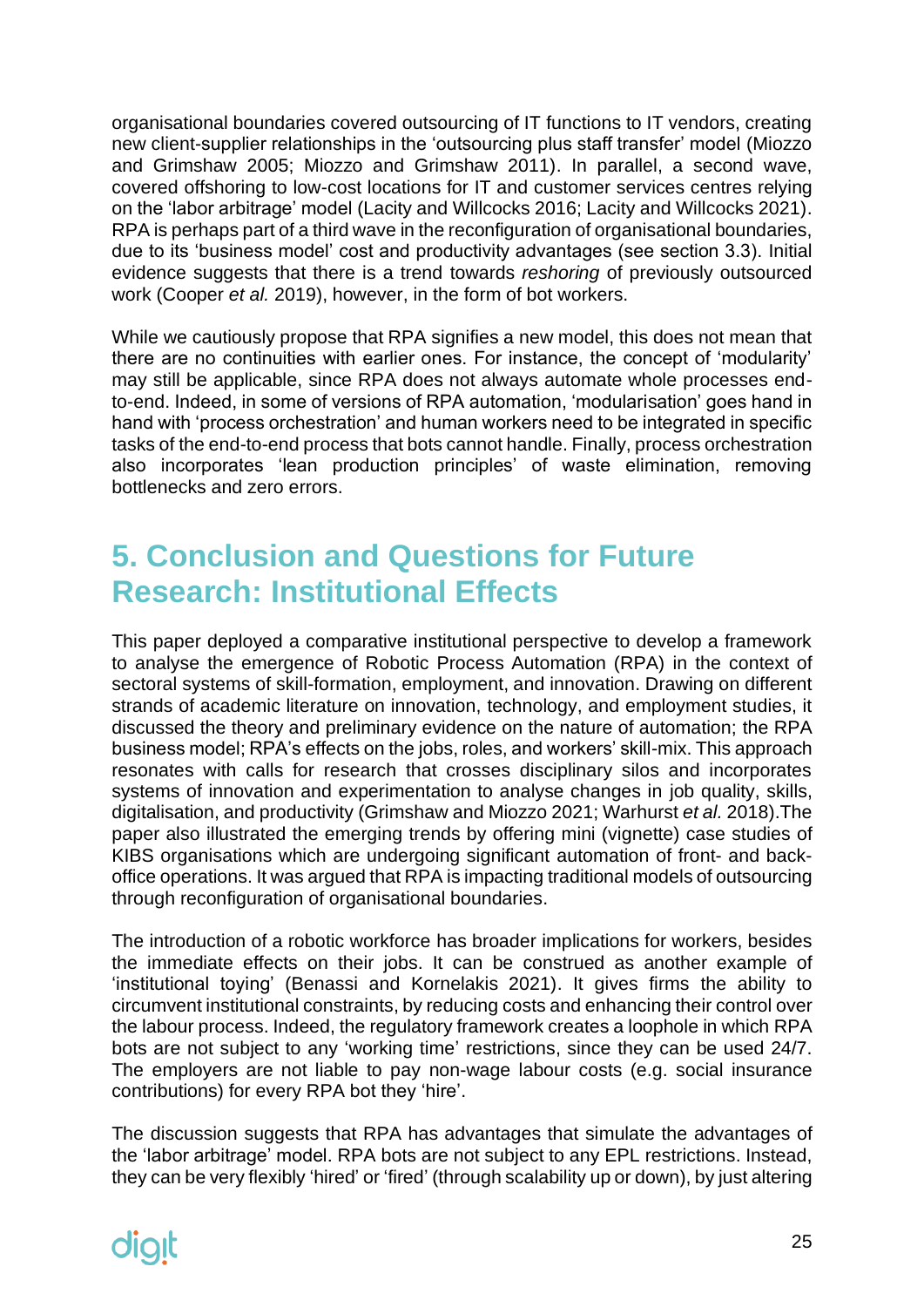organisational boundaries covered outsourcing of IT functions to IT vendors, creating new client-supplier relationships in the 'outsourcing plus staff transfer' model (Miozzo and Grimshaw 2005; Miozzo and Grimshaw 2011). In parallel, a second wave, covered offshoring to low-cost locations for IT and customer services centres relying on the 'labor arbitrage' model (Lacity and Willcocks 2016; Lacity and Willcocks 2021). RPA is perhaps part of a third wave in the reconfiguration of organisational boundaries, due to its 'business model' cost and productivity advantages (see section 3.3). Initial evidence suggests that there is a trend towards *reshoring* of previously outsourced work (Cooper *et al.* 2019), however, in the form of bot workers.

While we cautiously propose that RPA signifies a new model, this does not mean that there are no continuities with earlier ones. For instance, the concept of 'modularity' may still be applicable, since RPA does not always automate whole processes end-to-end. Indeed, in some of versions of RPA automation, 'modularisation' goes hand in hand with 'process orchestration' and human workers need to be integrated in specific tasks of the end-to-end process that bots cannot handle. Finally, process orchestration also incorporates 'lean production principles' of waste elimination, removing bottlenecks and zero errors.

# 5. Conclusion and Questions for Future Research: Institutional Effects

This paper deployed a comparative institutional perspective to develop a framework to analyse the emergence of Robotic Process Automation (RPA) in the context of sectoral systems of skill-formation, employment, and innovation. Drawing on different strands of academic literature on innovation, technology, and employment studies, it discussed the theory and preliminary evidence on the nature of automation; the RPA business model; RPA's effects on the jobs, roles, and workers' skill-mix. This approach resonates with calls for research that crosses disciplinary silos and incorporates systems of innovation and experimentation to analyse changes in job quality, skills, digitalisation, and productivity (Grimshaw and Miozzo 2021; Warhurst *et al.* 2018).The paper also illustrated the emerging trends by offering nine mini (vignette) case studies of KIBS organisations which are undergoing significant automation of front- and back-office operations. It was argued that RPA is impacting traditional models of outsourcing through reconfiguration of organisational boundaries.

The introduction of a robotic workforce has broader implications for workers, besides the immediate effects on their jobs. It can be construed as another example of 'institutional toying' (Benassi and Kornelakis 2021). It gives firms the ability to circumvent institutional constraints, by reducing costs and enhancing their control over the labour process. Indeed, the regulatory framework creates a loophole in which RPA bots are not subject to any 'working time' restrictions, since they can be used 24/7. The employers are not liable to pay non-wage labour costs (e.g. social insurance contributions) for every RPA bot they 'hire'.

The discussion suggests that RPA has advantages that simulate the advantages of the 'labor arbitrage' model. RPA bots are not subject to any EPL restrictions. Instead, they can be very flexibly 'hired' or 'fired' (through scalability up or down), by just altering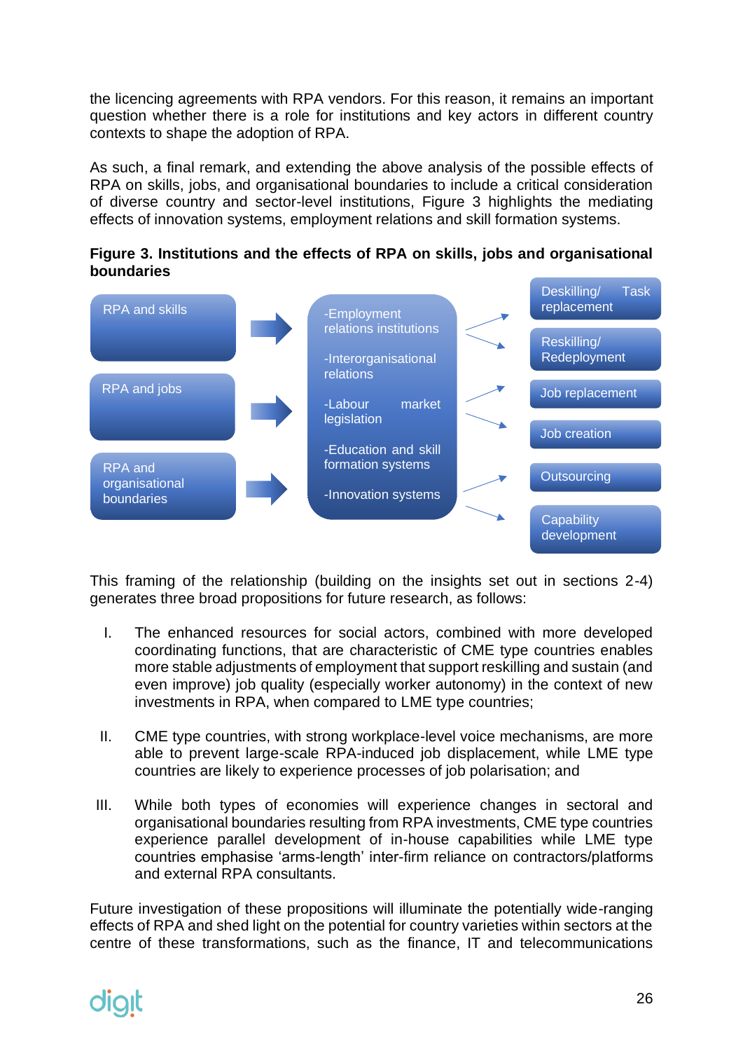the licencing agreements with RPA vendors. For this reason, it remains an important question whether there is a role for institutions and key actors in different country contexts to shape the adoption of RPA.

As such, a final remark, and extending the above analysis of the possible effects of RPA on skills, jobs, and organisational boundaries to include a critical consideration of diverse country and sector-level institutions, Figure 3 highlights the mediating effects of innovation systems, employment relations and skill formation systems.

**Figure 3. Institutions and the effects of RPA on skills, jobs and organisational boundaries**

RPA and skills

RPA and jobs

RPA and organisational boundaries

-Employment relations institutions

-Interorganisational relations

-Labour market legislation

-Education and skill formation systems

-Innovation systems

Deskilling/ Task replacement

Reskilling/ Redeployment

Job replacement

Job creation

Outsourcing

Capability development

This framing of the relationship (building on the insights set out in sections 2-4) generates three broad propositions for future research, as follows:

I. The enhanced resources for social actors, combined with more developed coordinating functions, that are characteristic of CME type countries enables more stable adjustments of employment that support reskilling and sustain (and even improve) job quality (especially worker autonomy) in the context of new investments in RPA, when compared to LME type countries;

II. CME type countries, with strong workplace-level voice mechanisms, are more able to prevent large-scale RPA-induced job displacement, while LME type countries are likely to experience processes of job polarisation; and

III. While both types of economies will experience changes in sectoral and organisational boundaries resulting from RPA investments, CME type countries experience parallel development of in-house capabilities while LME type countries emphasise 'arms-length' inter-firm reliance on contractors/platforms and external RPA consultants.

Future investigation of these propositions will illuminate the potentially wide-ranging effects of RPA and shed light on the potential for country varieties within sectors at the centre of these transformations, such as the finance, IT and telecommunications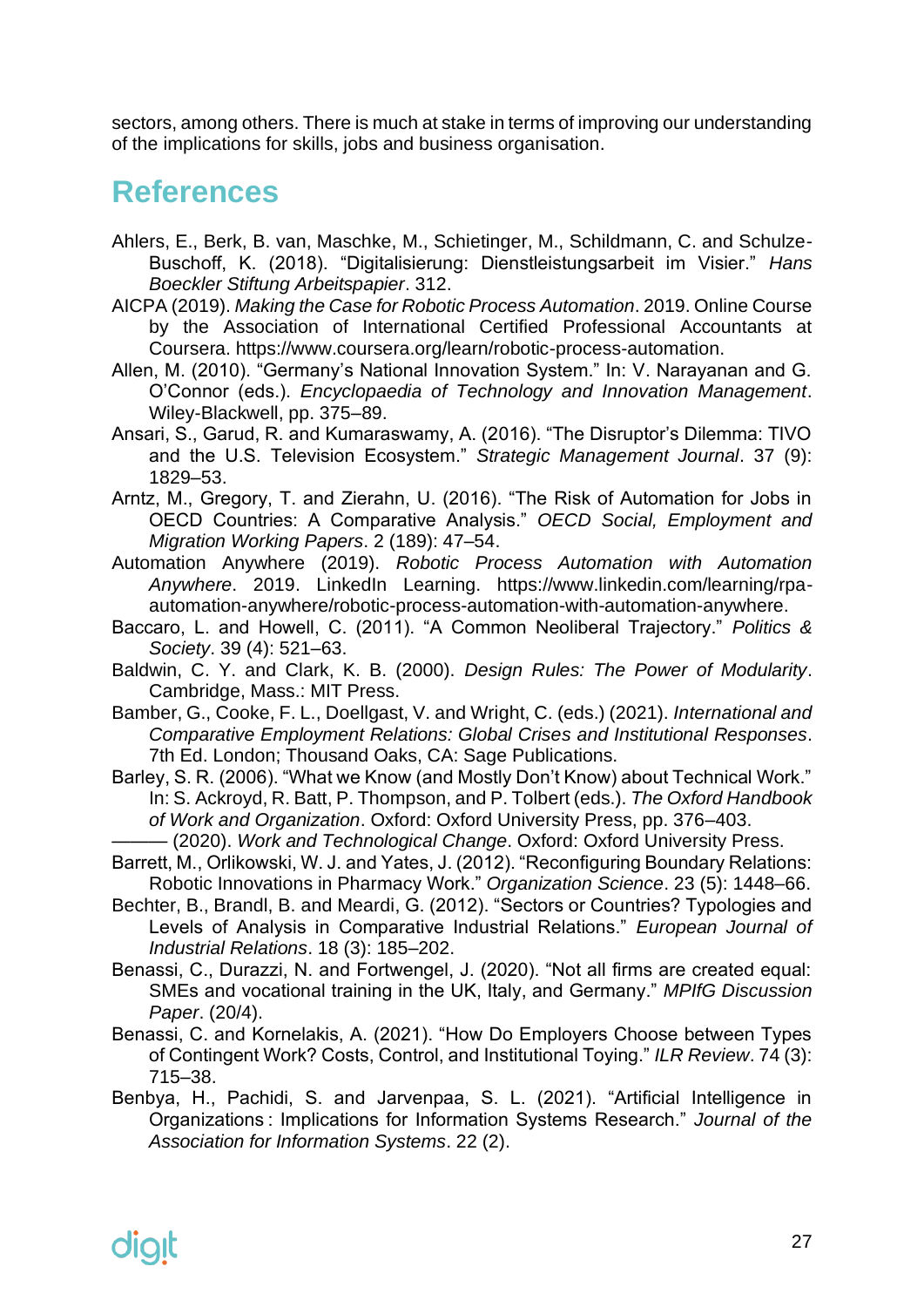sectors, among others. There is much at stake in terms of improving our understanding of the implications for skills, jobs and business organisation.

## References

Ahlers, E., Berk, B. van, Maschke, M., Schietinger, M., Schildmann, C. and Schulze-Buschoff, K. (2018). "Digitalisierung: Dienstleistungsarbeit im Visier." *Hans Boeckler Stiftung Arbeitspapier*. 312.

AICPA (2019). *Making the Case for Robotic Process Automation*. 2019. Online Course by the Association of International Certified Professional Accountants at Coursera. https://www.coursera.org/learn/robotic-process-automation.

Allen, M. (2010). "Germany's National Innovation System." In: V. Narayanan and G. O'Connor (eds.). *Encyclopaedia of Technology and Innovation Management*. Wiley-Blackwell, pp. 375–89.

Ansari, S., Garud, R. and Kumaraswamy, A. (2016). "The Disruptor's Dilemma: TIVO and the U.S. Television Ecosystem." *Strategic Management Journal*. 37 (9): 1829–53.

Arntz, M., Gregory, T. and Zierahn, U. (2016). "The Risk of Automation for Jobs in OECD Countries: A Comparative Analysis." *OECD Social, Employment and Migration Working Papers*. 2 (189): 47–54.

Automation Anywhere (2019). *Robotic Process Automation with Automation Anywhere*. 2019. LinkedIn Learning. https://www.linkedin.com/learning/rpa-automation-anywhere/robotic-process-automation-with-automation-anywhere.

Baccaro, L. and Howell, C. (2011). "A Common Neoliberal Trajectory." *Politics & Society*. 39 (4): 521–63.

Baldwin, C. Y. and Clark, K. B. (2000). *Design Rules: The Power of Modularity*. Cambridge, Mass.: MIT Press.

Bamber, G., Cooke, F. L., Doellgast, V. and Wright, C. (eds.) (2021). *International and Comparative Employment Relations: Global Crises and Institutional Responses*. 7th Ed. London; Thousand Oaks, CA: Sage Publications.

Barley, S. R. (2006). "What we Know (and Mostly Don't Know) about Technical Work." In: S. Ackroyd, R. Batt, P. Thompson, and P. Tolbert (eds.). *The Oxford Handbook of Work and Organization*. Oxford: Oxford University Press, pp. 376–403.

——— (2020). *Work and Technological Change*. Oxford: Oxford University Press.

Barrett, M., Orlikowski, W. J. and Yates, J. (2012). "Reconfiguring Boundary Relations: Robotic Innovations in Pharmacy Work." *Organization Science*. 23 (5): 1448–66.

Bechter, B., Brandl, B. and Meardi, G. (2012). "Sectors or Countries? Typologies and Levels of Analysis in Comparative Industrial Relations." *European Journal of Industrial Relations*. 18 (3): 185–202.

Benassi, C., Durazzi, N. and Fortwengel, J. (2020). "Not all firms are created equal: SMEs and vocational training in the UK, Italy, and Germany." *MPIfG Discussion Paper*. (20/4).

Benassi, C. and Kornelakis, A. (2021). "How Do Employers Choose between Types of Contingent Work? Costs, Control, and Institutional Toying." *ILR Review*. 74 (3): 715–38.

Benbya, H., Pachidi, S. and Jarvenpaa, S. L. (2021). "Artificial Intelligence in Organizations : Implications for Information Systems Research." *Journal of the Association for Information Systems*. 22 (2).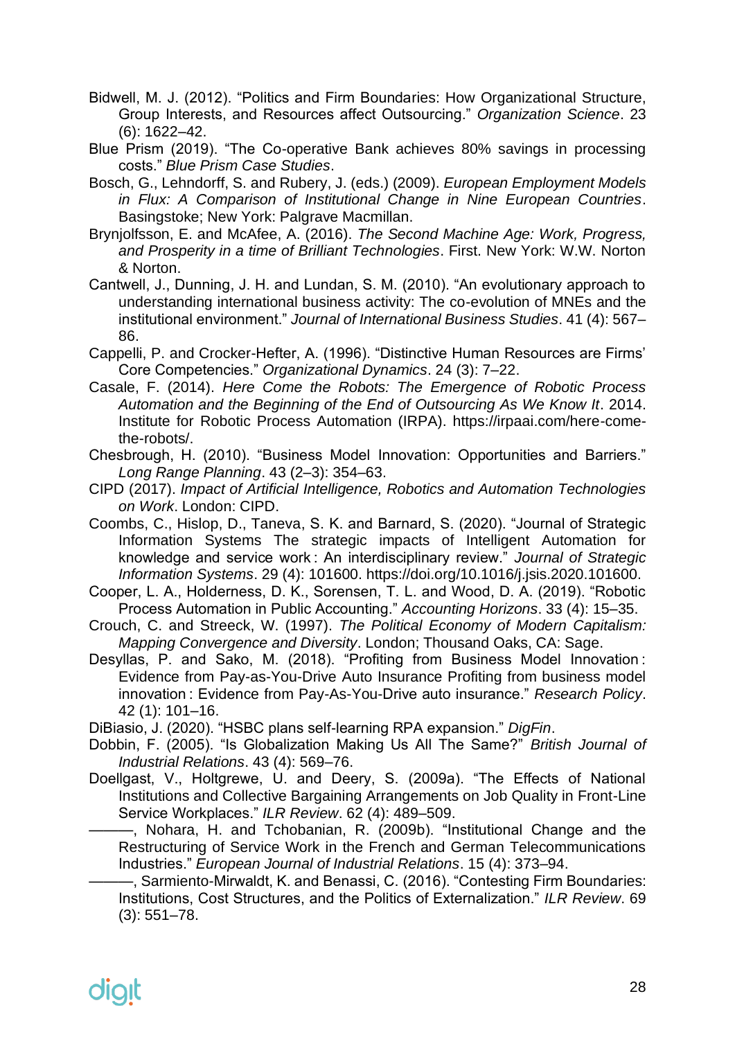Bidwell, M. J. (2012). "Politics and Firm Boundaries: How Organizational Structure, Group Interests, and Resources affect Outsourcing." *Organization Science*. 23 (6): 1622–42.

Blue Prism (2019). "The Co-operative Bank achieves 80% savings in processing costs." *Blue Prism Case Studies*.

Bosch, G., Lehndorff, S. and Rubery, J. (eds.) (2009). *European Employment Models in Flux: A Comparison of Institutional Change in Nine European Countries*. Basingstoke; New York: Palgrave Macmillan.

Brynjolfsson, E. and McAfee, A. (2016). *The Second Machine Age: Work, Progress, and Prosperity in a time of Brilliant Technologies*. First. New York: W.W. Norton & Norton.

Cantwell, J., Dunning, J. H. and Lundan, S. M. (2010). "An evolutionary approach to understanding international business activity: The co-evolution of MNEs and the institutional environment." *Journal of International Business Studies*. 41 (4): 567–86.

Cappelli, P. and Crocker-Hefter, A. (1996). "Distinctive Human Resources are Firms' Core Competencies." *Organizational Dynamics*. 24 (3): 7–22.

Casale, F. (2014). *Here Come the Robots: The Emergence of Robotic Process Automation and the Beginning of the End of Outsourcing As We Know It*. 2014. Institute for Robotic Process Automation (IRPA). https://irpaai.com/here-come-the-robots/.

Chesbrough, H. (2010). "Business Model Innovation: Opportunities and Barriers." *Long Range Planning*. 43 (2–3): 354–63.

CIPD (2017). *Impact of Artificial Intelligence, Robotics and Automation Technologies on Work*. London: CIPD.

Coombs, C., Hislop, D., Taneva, S. K. and Barnard, S. (2020). "Journal of Strategic Information Systems The strategic impacts of Intelligent Automation for knowledge and service work : An interdisciplinary review." *Journal of Strategic Information Systems*. 29 (4): 101600. https://doi.org/10.1016/j.jsis.2020.101600.

Cooper, L. A., Holderness, D. K., Sorensen, T. L. and Wood, D. A. (2019). "Robotic Process Automation in Public Accounting." *Accounting Horizons*. 33 (4): 15–35.

Crouch, C. and Streeck, W. (1997). *The Political Economy of Modern Capitalism: Mapping Convergence and Diversity*. London; Thousand Oaks, CA: Sage.

Desyllas, P. and Sako, M. (2018). "Profiting from Business Model Innovation : Evidence from Pay-as-You-Drive Auto Insurance Profiting from business model innovation : Evidence from Pay-As-You-Drive auto insurance." *Research Policy*. 42 (1): 101–16.

DiBiasio, J. (2020). "HSBC plans self-learning RPA expansion." *DigFin*.

Dobbin, F. (2005). "Is Globalization Making Us All The Same?" *British Journal of Industrial Relations*. 43 (4): 569–76.

Doellgast, V., Holtgrewe, U. and Deery, S. (2009a). "The Effects of National Institutions and Collective Bargaining Arrangements on Job Quality in Front-Line Service Workplaces." *ILR Review*. 62 (4): 489–509.

———, Nohara, H. and Tchobanian, R. (2009b). "Institutional Change and the Restructuring of Service Work in the French and German Telecommunications Industries." *European Journal of Industrial Relations*. 15 (4): 373–94.

———, Sarmiento-Mirwaldt, K. and Benassi, C. (2016). "Contesting Firm Boundaries: Institutions, Cost Structures, and the Politics of Externalization." *ILR Review*. 69 (3): 551–78.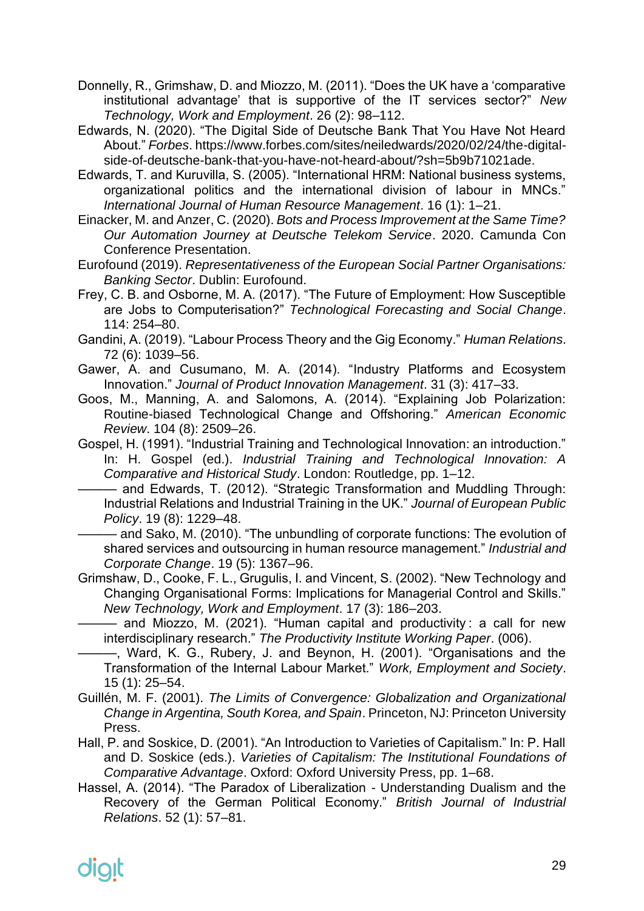Donnelly, R., Grimshaw, D. and Miozzo, M. (2011). “Does the UK have a ‘comparative institutional advantage’ that is supportive of the IT services sector?” *New Technology, Work and Employment*. 26 (2): 98–112.

Edwards, N. (2020). “The Digital Side of Deutsche Bank That You Have Not Heard About.” *Forbes*. https://www.forbes.com/sites/neiledwards/2020/02/24/the-digital-side-of-deutsche-bank-that-you-have-not-heard-about/?sh=5b9b71021ade.

Edwards, T. and Kuruvilla, S. (2005). “International HRM: National business systems, organizational politics and the international division of labour in MNCs.” *International Journal of Human Resource Management*. 16 (1): 1–21.

Einacker, M. and Anzer, C. (2020). *Bots and Process Improvement at the Same Time? Our Automation Journey at Deutsche Telekom Service*. 2020. Camunda Con Conference Presentation.

Eurofound (2019). *Representativeness of the European Social Partner Organisations: Banking Sector*. Dublin: Eurofound.

Frey, C. B. and Osborne, M. A. (2017). “The Future of Employment: How Susceptible are Jobs to Computerisation?” *Technological Forecasting and Social Change*. 114: 254–80.

Gandini, A. (2019). “Labour Process Theory and the Gig Economy.” *Human Relations*. 72 (6): 1039–56.

Gawer, A. and Cusumano, M. A. (2014). “Industry Platforms and Ecosystem Innovation.” *Journal of Product Innovation Management*. 31 (3): 417–33.

Goos, M., Manning, A. and Salomons, A. (2014). “Explaining Job Polarization: Routine-biased Technological Change and Offshoring.” *American Economic Review*. 104 (8): 2509–26.

Gospel, H. (1991). “Industrial Training and Technological Innovation: an introduction.” In: H. Gospel (ed.). *Industrial Training and Technological Innovation: A Comparative and Historical Study*. London: Routledge, pp. 1–12.

——— and Edwards, T. (2012). “Strategic Transformation and Muddling Through: Industrial Relations and Industrial Training in the UK.” *Journal of European Public Policy*. 19 (8): 1229–48.

——— and Sako, M. (2010). “The unbundling of corporate functions: The evolution of shared services and outsourcing in human resource management.” *Industrial and Corporate Change*. 19 (5): 1367–96.

Grimshaw, D., Cooke, F. L., Grugulis, I. and Vincent, S. (2002). “New Technology and Changing Organisational Forms: Implications for Managerial Control and Skills.” *New Technology, Work and Employment*. 17 (3): 186–203.

——— and Miozzo, M. (2021). “Human capital and productivity : a call for new interdisciplinary research.” *The Productivity Institute Working Paper*. (006).

———, Ward, K. G., Rubery, J. and Beynon, H. (2001). “Organisations and the Transformation of the Internal Labour Market.” *Work, Employment and Society*. 15 (1): 25–54.

Guillén, M. F. (2001). *The Limits of Convergence: Globalization and Organizational Change in Argentina, South Korea, and Spain*. Princeton, NJ: Princeton University Press.

Hall, P. and Soskice, D. (2001). “An Introduction to Varieties of Capitalism.” In: P. Hall and D. Soskice (eds.). *Varieties of Capitalism: The Institutional Foundations of Comparative Advantage*. Oxford: Oxford University Press, pp. 1–68.

Hassel, A. (2014). “The Paradox of Liberalization - Understanding Dualism and the Recovery of the German Political Economy.” *British Journal of Industrial Relations*. 52 (1): 57–81.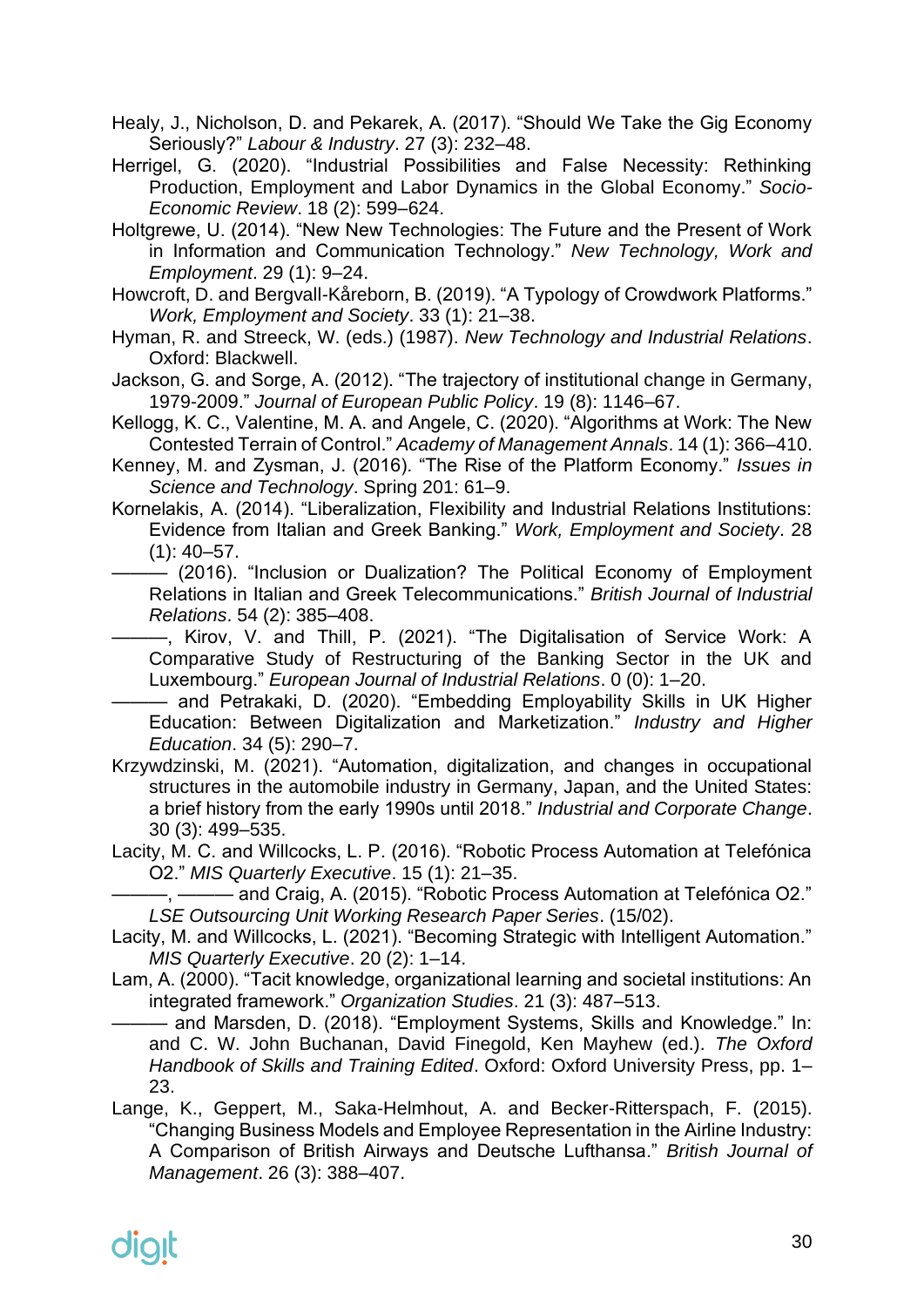Healy, J., Nicholson, D. and Pekarek, A. (2017). "Should We Take the Gig Economy Seriously?" *Labour & Industry*. 27 (3): 232–48.

Herrigel, G. (2020). "Industrial Possibilities and False Necessity: Rethinking Production, Employment and Labor Dynamics in the Global Economy." *Socio-Economic Review*. 18 (2): 599–624.

Holtgrewe, U. (2014). "New New Technologies: The Future and the Present of Work in Information and Communication Technology." *New Technology, Work and Employment*. 29 (1): 9–24.

Howcroft, D. and Bergvall-Kåreborn, B. (2019). "A Typology of Crowdwork Platforms." *Work, Employment and Society*. 33 (1): 21–38.

Hyman, R. and Streeck, W. (eds.) (1987). *New Technology and Industrial Relations*. Oxford: Blackwell.

Jackson, G. and Sorge, A. (2012). "The trajectory of institutional change in Germany, 1979-2009." *Journal of European Public Policy*. 19 (8): 1146–67.

Kellogg, K. C., Valentine, M. A. and Angele, C. (2020). "Algorithms at Work: The New Contested Terrain of Control." *Academy of Management Annals*. 14 (1): 366–410.

Kenney, M. and Zysman, J. (2016). "The Rise of the Platform Economy." *Issues in Science and Technology*. Spring 201: 61–9.

Kornelakis, A. (2014). "Liberalization, Flexibility and Industrial Relations Institutions: Evidence from Italian and Greek Banking." *Work, Employment and Society*. 28 (1): 40–57.

——— (2016). "Inclusion or Dualization? The Political Economy of Employment Relations in Italian and Greek Telecommunications." *British Journal of Industrial Relations*. 54 (2): 385–408.

———, Kirov, V. and Thill, P. (2021). "The Digitalisation of Service Work: A Comparative Study of Restructuring of the Banking Sector in the UK and Luxembourg." *European Journal of Industrial Relations*. 0 (0): 1–20.

——— and Petrakaki, D. (2020). "Embedding Employability Skills in UK Higher Education: Between Digitalization and Marketization." *Industry and Higher Education*. 34 (5): 290–7.

Krzywdzinski, M. (2021). "Automation, digitalization, and changes in occupational structures in the automobile industry in Germany, Japan, and the United States: a brief history from the early 1990s until 2018." *Industrial and Corporate Change*. 30 (3): 499–535.

Lacity, M. C. and Willcocks, L. P. (2016). "Robotic Process Automation at Telefónica O2." *MIS Quarterly Executive*. 15 (1): 21–35.

———, ——— and Craig, A. (2015). "Robotic Process Automation at Telefónica O2." *LSE Outsourcing Unit Working Research Paper Series*. (15/02).

Lacity, M. and Willcocks, L. (2021). "Becoming Strategic with Intelligent Automation." *MIS Quarterly Executive*. 20 (2): 1–14.

Lam, A. (2000). "Tacit knowledge, organizational learning and societal institutions: An integrated framework." *Organization Studies*. 21 (3): 487–513.

——— and Marsden, D. (2018). "Employment Systems, Skills and Knowledge." In: and C. W. John Buchanan, David Finegold, Ken Mayhew (ed.). *The Oxford Handbook of Skills and Training Edited*. Oxford: Oxford University Press, pp. 1–23.

Lange, K., Geppert, M., Saka-Helmhout, A. and Becker-Ritterspach, F. (2015). "Changing Business Models and Employee Representation in the Airline Industry: A Comparison of British Airways and Deutsche Lufthansa." *British Journal of Management*. 26 (3): 388–407.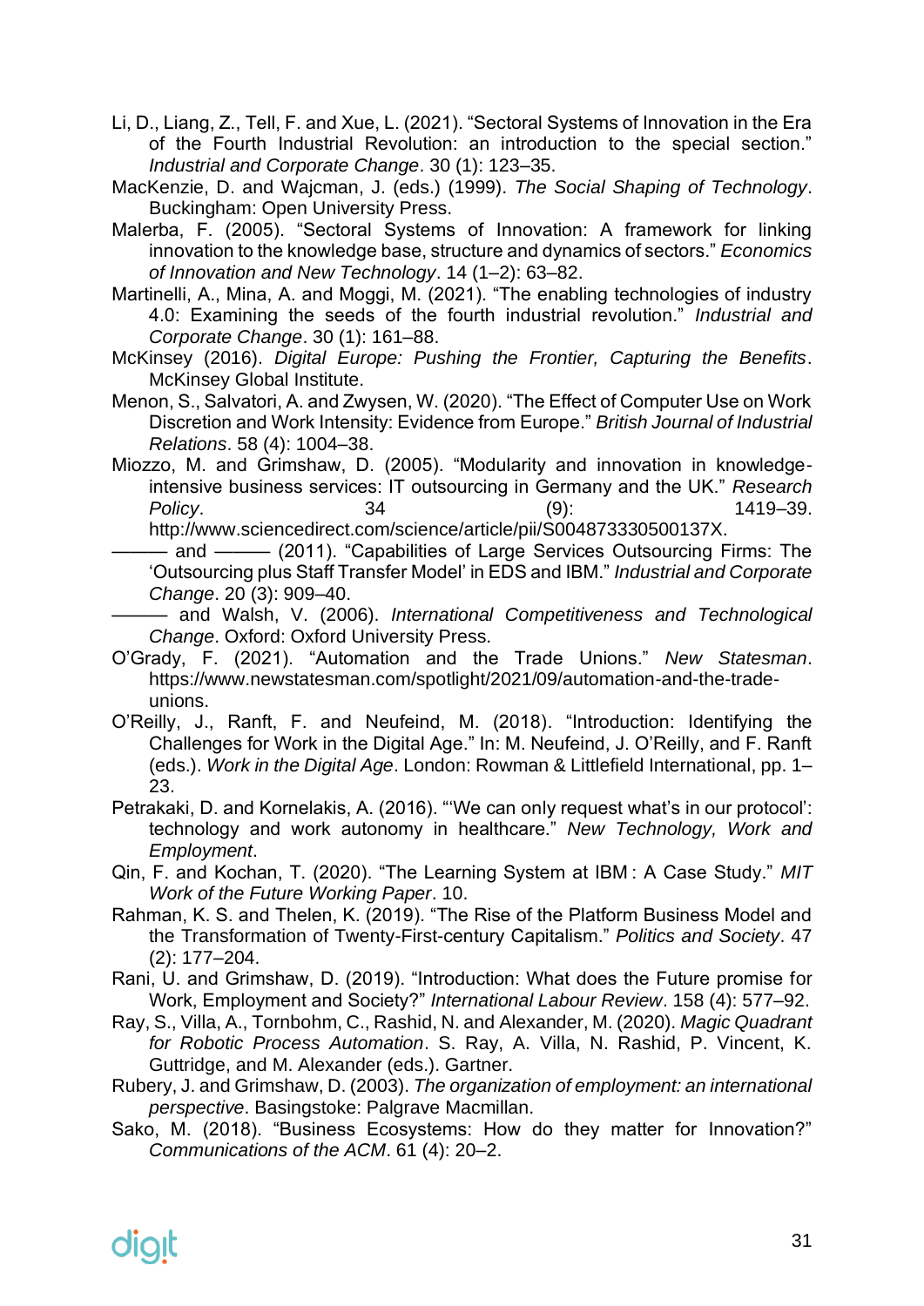Li, D., Liang, Z., Tell, F. and Xue, L. (2021). "Sectoral Systems of Innovation in the Era of the Fourth Industrial Revolution: an introduction to the special section." *Industrial and Corporate Change*. 30 (1): 123–35.

MacKenzie, D. and Wajcman, J. (eds.) (1999). *The Social Shaping of Technology*. Buckingham: Open University Press.

Malerba, F. (2005). "Sectoral Systems of Innovation: A framework for linking innovation to the knowledge base, structure and dynamics of sectors." *Economics of Innovation and New Technology*. 14 (1–2): 63–82.

Martinelli, A., Mina, A. and Moggi, M. (2021). "The enabling technologies of industry 4.0: Examining the seeds of the fourth industrial revolution." *Industrial and Corporate Change*. 30 (1): 161–88.

McKinsey (2016). *Digital Europe: Pushing the Frontier, Capturing the Benefits*. McKinsey Global Institute.

Menon, S., Salvatori, A. and Zwysen, W. (2020). "The Effect of Computer Use on Work Discretion and Work Intensity: Evidence from Europe." *British Journal of Industrial Relations*. 58 (4): 1004–38.

Miozzo, M. and Grimshaw, D. (2005). "Modularity and innovation in knowledge-intensive business services: IT outsourcing in Germany and the UK." *Research Policy*. 34 (9): 1419–39. http://www.sciencedirect.com/science/article/pii/S004873330500137X.

——— and ——— (2011). "Capabilities of Large Services Outsourcing Firms: The 'Outsourcing plus Staff Transfer Model' in EDS and IBM." *Industrial and Corporate Change*. 20 (3): 909–40.

——— and Walsh, V. (2006). *International Competitiveness and Technological Change*. Oxford: Oxford University Press.

O'Grady, F. (2021). "Automation and the Trade Unions." *New Statesman*. https://www.newstatesman.com/spotlight/2021/09/automation-and-the-trade-unions.

O'Reilly, J., Ranft, F. and Neufeind, M. (2018). "Introduction: Identifying the Challenges for Work in the Digital Age." In: M. Neufeind, J. O'Reilly, and F. Ranft (eds.). *Work in the Digital Age*. London: Rowman & Littlefield International, pp. 1–23.

Petrakaki, D. and Kornelakis, A. (2016). "'We can only request what's in our protocol': technology and work autonomy in healthcare." *New Technology, Work and Employment*.

Qin, F. and Kochan, T. (2020). "The Learning System at IBM : A Case Study." *MIT Work of the Future Working Paper*. 10.

Rahman, K. S. and Thelen, K. (2019). "The Rise of the Platform Business Model and the Transformation of Twenty-First-century Capitalism." *Politics and Society*. 47 (2): 177–204.

Rani, U. and Grimshaw, D. (2019). "Introduction: What does the Future promise for Work, Employment and Society?" *International Labour Review*. 158 (4): 577–92.

Ray, S., Villa, A., Tornbohm, C., Rashid, N. and Alexander, M. (2020). *Magic Quadrant for Robotic Process Automation*. S. Ray, A. Villa, N. Rashid, P. Vincent, K. Guttridge, and M. Alexander (eds.). Gartner.

Rubery, J. and Grimshaw, D. (2003). *The organization of employment: an international perspective*. Basingstoke: Palgrave Macmillan.

Sako, M. (2018). "Business Ecosystems: How do they matter for Innovation?" *Communications of the ACM*. 61 (4): 20–2.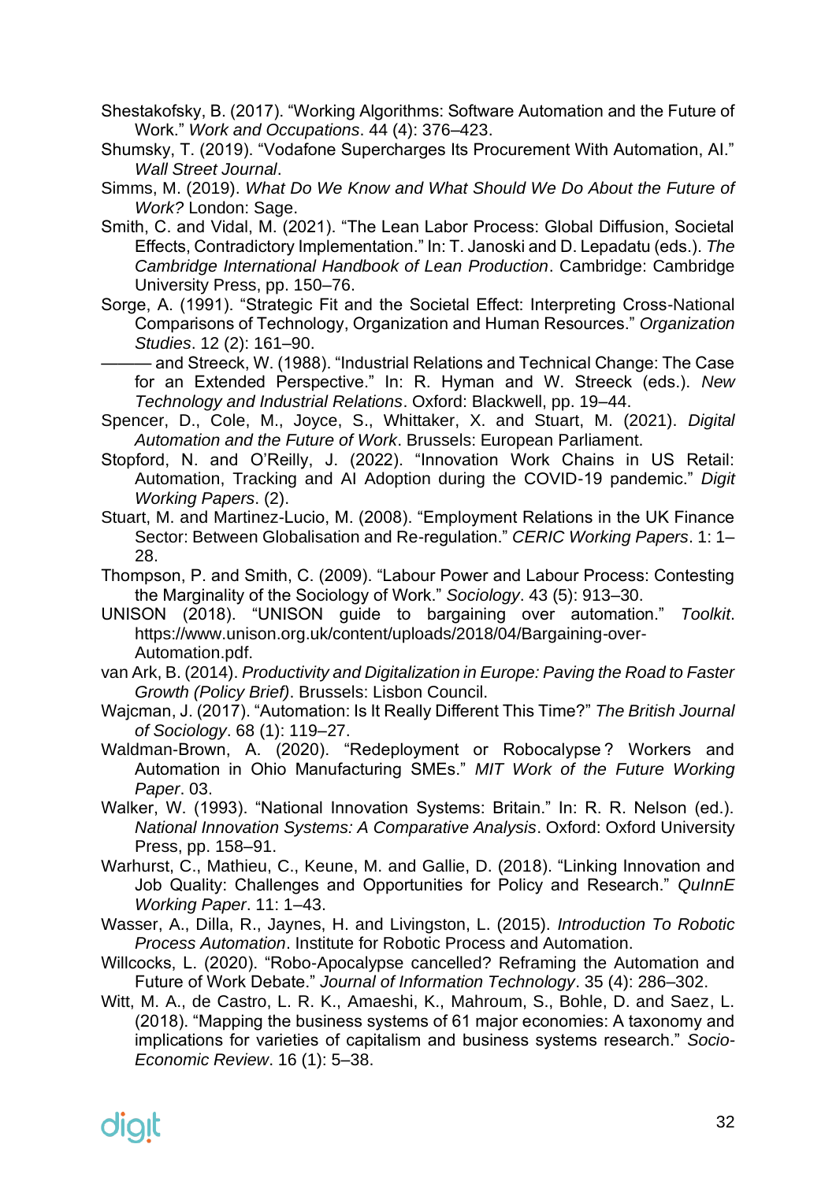Shestakofsky, B. (2017). "Working Algorithms: Software Automation and the Future of Work." *Work and Occupations*. 44 (4): 376–423.

Shumsky, T. (2019). "Vodafone Supercharges Its Procurement With Automation, AI." *Wall Street Journal*.

Simms, M. (2019). *What Do We Know and What Should We Do About the Future of Work?* London: Sage.

Smith, C. and Vidal, M. (2021). "The Lean Labor Process: Global Diffusion, Societal Effects, Contradictory Implementation." In: T. Janoski and D. Lepadatu (eds.). *The Cambridge International Handbook of Lean Production*. Cambridge: Cambridge University Press, pp. 150–76.

Sorge, A. (1991). "Strategic Fit and the Societal Effect: Interpreting Cross-National Comparisons of Technology, Organization and Human Resources." *Organization Studies*. 12 (2): 161–90.

——— and Streeck, W. (1988). "Industrial Relations and Technical Change: The Case for an Extended Perspective." In: R. Hyman and W. Streeck (eds.). *New Technology and Industrial Relations*. Oxford: Blackwell, pp. 19–44.

Spencer, D., Cole, M., Joyce, S., Whittaker, X. and Stuart, M. (2021). *Digital Automation and the Future of Work*. Brussels: European Parliament.

Stopford, N. and O'Reilly, J. (2022). "Innovation Work Chains in US Retail: Automation, Tracking and AI Adoption during the COVID-19 pandemic." *Digit Working Papers*. (2).

Stuart, M. and Martinez-Lucio, M. (2008). "Employment Relations in the UK Finance Sector: Between Globalisation and Re-regulation." *CERIC Working Papers*. 1: 1–28.

Thompson, P. and Smith, C. (2009). "Labour Power and Labour Process: Contesting the Marginality of the Sociology of Work." *Sociology*. 43 (5): 913–30.

UNISON (2018). "UNISON guide to bargaining over automation." *Toolkit*. https://www.unison.org.uk/content/uploads/2018/04/Bargaining-over-Automation.pdf.

van Ark, B. (2014). *Productivity and Digitalization in Europe: Paving the Road to Faster Growth (Policy Brief)*. Brussels: Lisbon Council.

Wajcman, J. (2017). "Automation: Is It Really Different This Time?" *The British Journal of Sociology*. 68 (1): 119–27.

Waldman-Brown, A. (2020). "Redeployment or Robocalypse? Workers and Automation in Ohio Manufacturing SMEs." *MIT Work of the Future Working Paper*. 03.

Walker, W. (1993). "National Innovation Systems: Britain." In: R. R. Nelson (ed.). *National Innovation Systems: A Comparative Analysis*. Oxford: Oxford University Press, pp. 158–91.

Warhurst, C., Mathieu, C., Keune, M. and Gallie, D. (2018). "Linking Innovation and Job Quality: Challenges and Opportunities for Policy and Research." *QuInnE Working Paper*. 11: 1–43.

Wasser, A., Dilla, R., Jaynes, H. and Livingston, L. (2015). *Introduction To Robotic Process Automation*. Institute for Robotic Process and Automation.

Willcocks, L. (2020). "Robo-Apocalypse cancelled? Reframing the Automation and Future of Work Debate." *Journal of Information Technology*. 35 (4): 286–302.

Witt, M. A., de Castro, L. R. K., Amaeshi, K., Mahroum, S., Bohle, D. and Saez, L. (2018). "Mapping the business systems of 61 major economies: A taxonomy and implications for varieties of capitalism and business systems research." *Socio-Economic Review*. 16 (1): 5–38.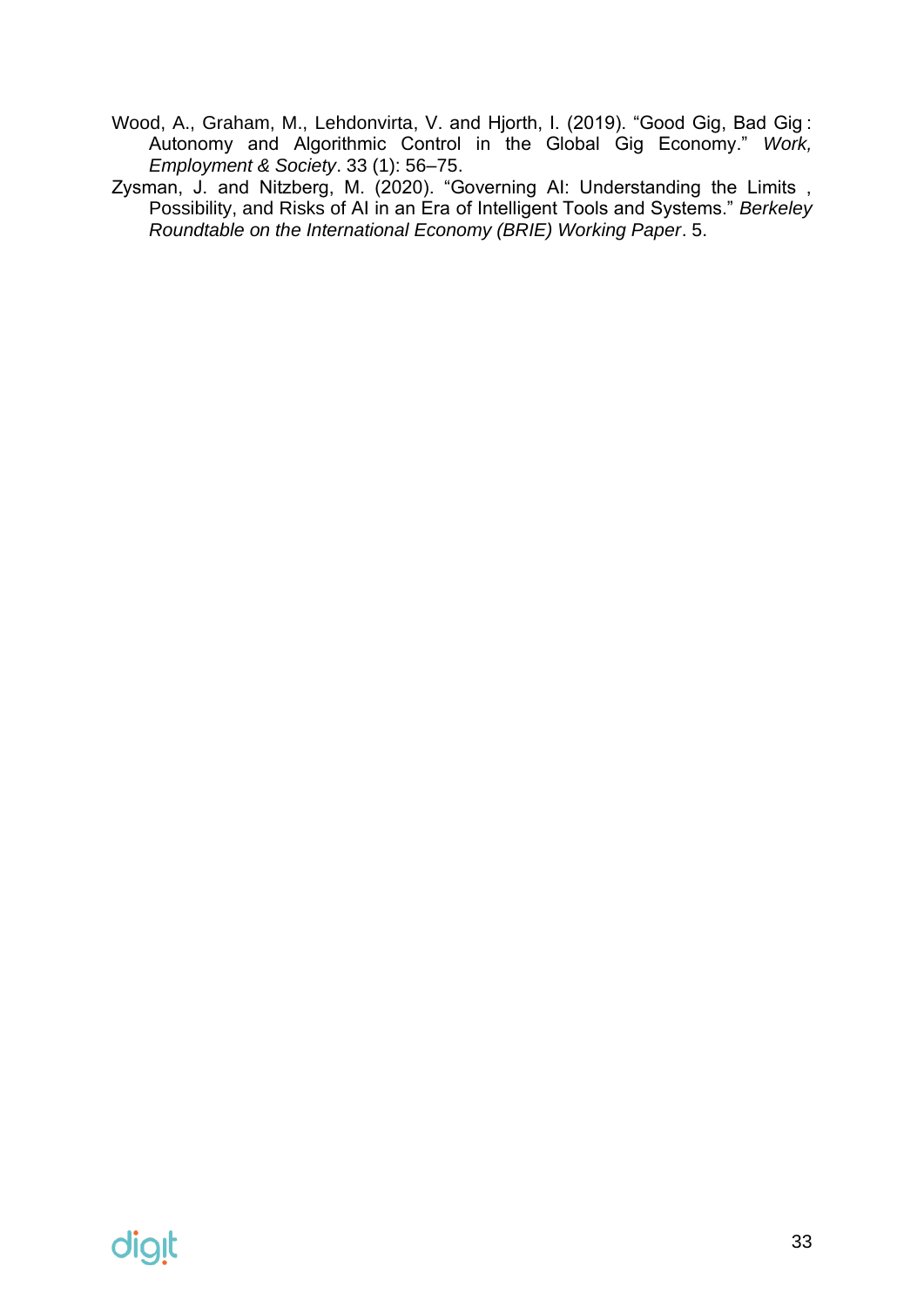Wood, A., Graham, M., Lehdonvirta, V. and Hjorth, I. (2019). “Good Gig, Bad Gig : Autonomy and Algorithmic Control in the Global Gig Economy.” *Work, Employment & Society*. 33 (1): 56–75.

Zysman, J. and Nitzberg, M. (2020). “Governing AI: Understanding the Limits , Possibility, and Risks of AI in an Era of Intelligent Tools and Systems.” *Berkeley Roundtable on the International Economy (BRIE) Working Paper*. 5.